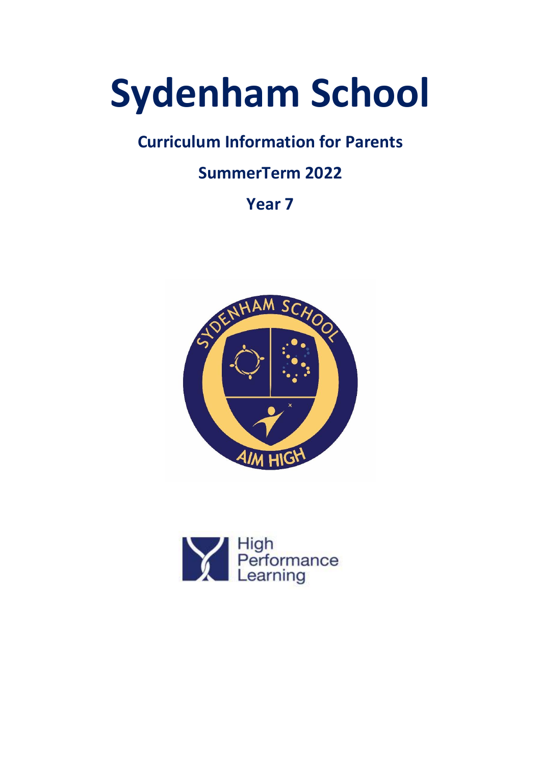# Sydenham School

## Curriculum Information for Parents

## SummerTerm 2022

## Year 7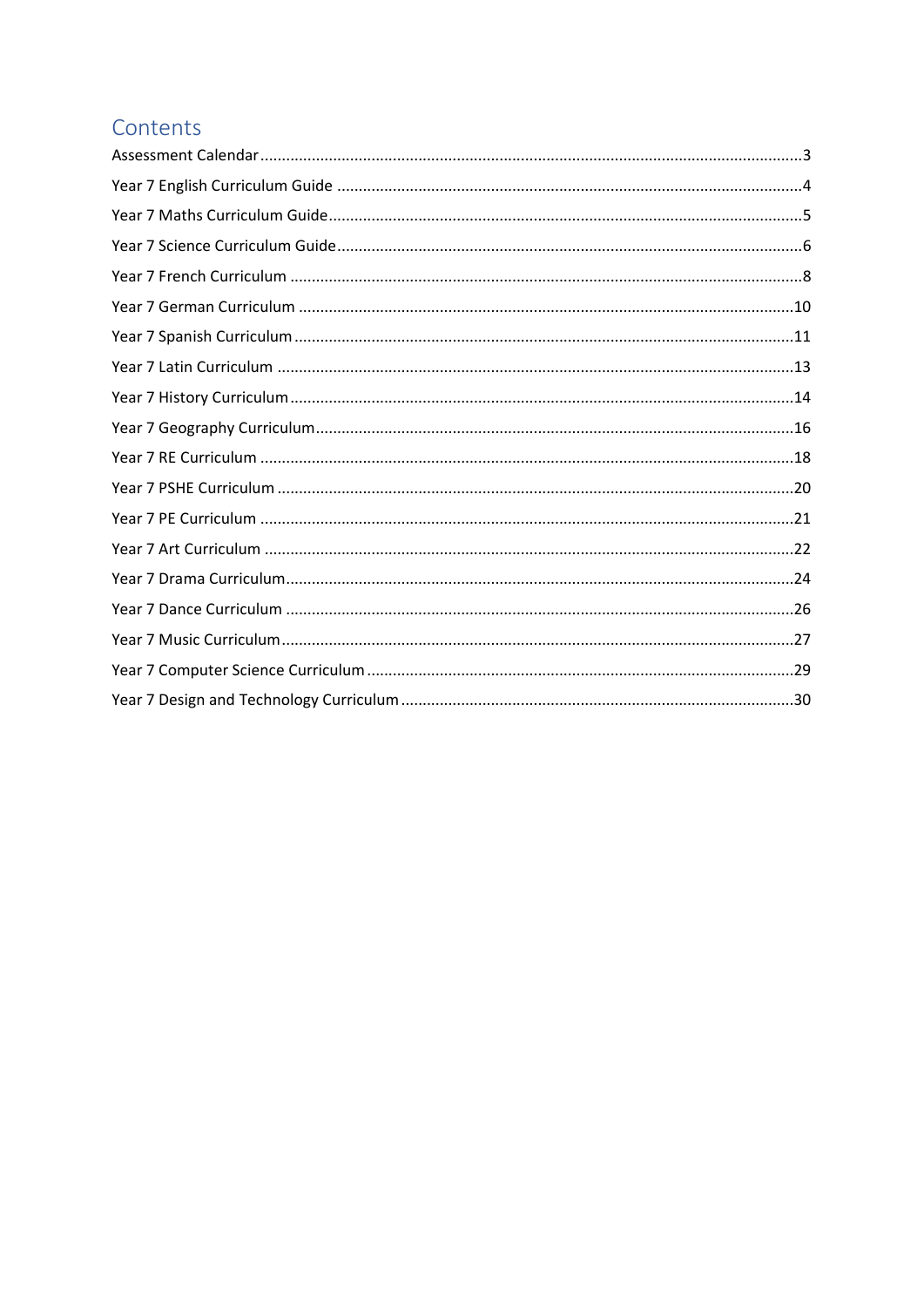# Contents

Assessment Calendar ..... 3
Year 7 English Curriculum Guide ..... 4
Year 7 Maths Curriculum Guide ..... 5
Year 7 Science Curriculum Guide ..... 6
Year 7 French Curriculum ..... 8
Year 7 German Curriculum ..... 10
Year 7 Spanish Curriculum ..... 11
Year 7 Latin Curriculum ..... 13
Year 7 History Curriculum ..... 14
Year 7 Geography Curriculum ..... 16
Year 7 RE Curriculum ..... 18
Year 7 PSHE Curriculum ..... 20
Year 7 PE Curriculum ..... 21
Year 7 Art Curriculum ..... 22
Year 7 Drama Curriculum ..... 24
Year 7 Dance Curriculum ..... 26
Year 7 Music Curriculum ..... 27
Year 7 Computer Science Curriculum ..... 29
Year 7 Design and Technology Curriculum ..... 30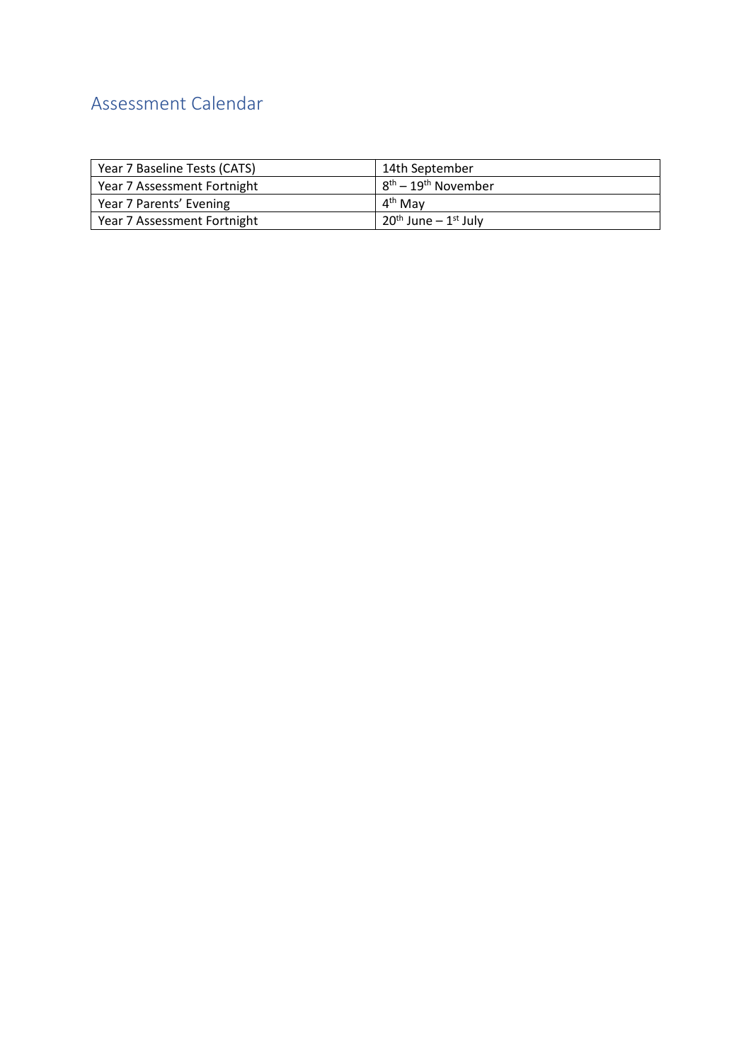## Assessment Calendar

| | |
|---|---|
| Year 7 Baseline Tests (CATS) | 14th September |
| Year 7 Assessment Fortnight | 8th – 19th November |
| Year 7 Parents' Evening | 4th May |
| Year 7 Assessment Fortnight | 20th June – 1st July |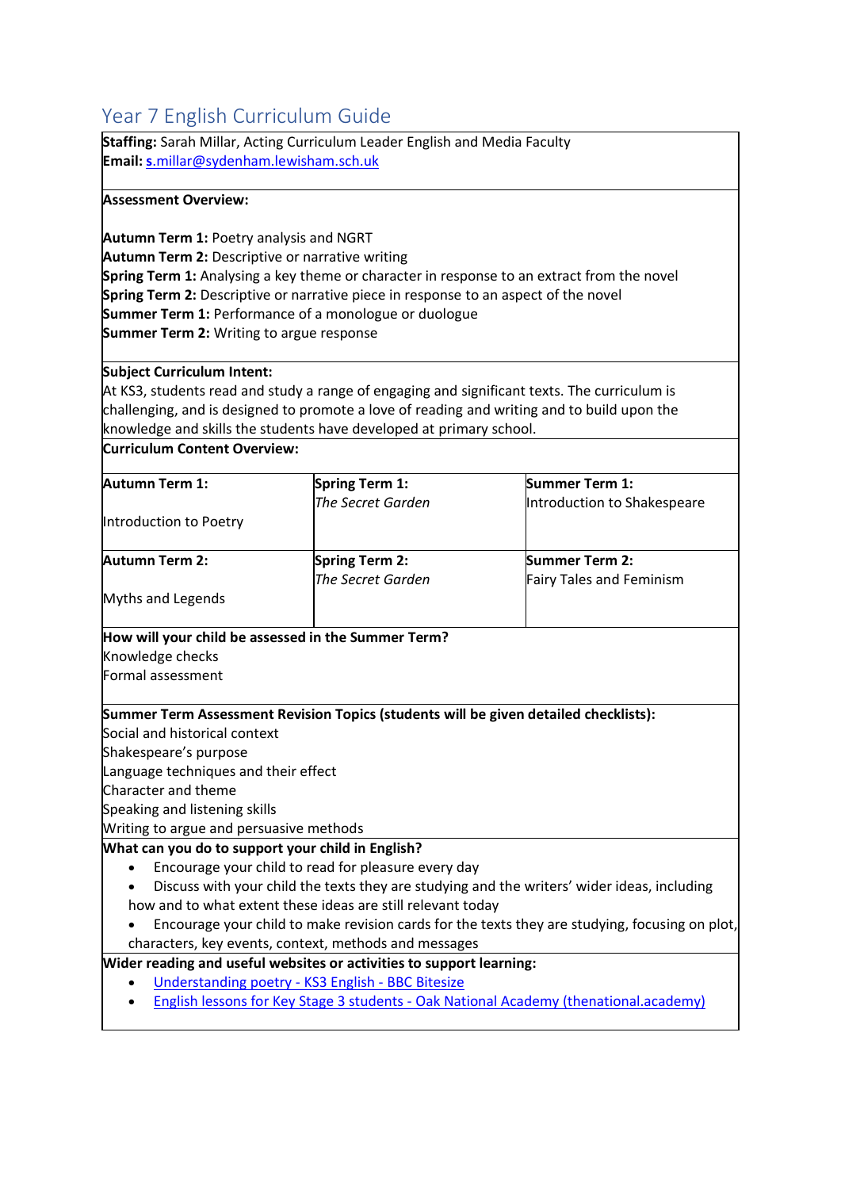## Year 7 English Curriculum Guide

**Staffing:** Sarah Millar, Acting Curriculum Leader English and Media Faculty
**Email:** s.millar@sydenham.lewisham.sch.uk

**Assessment Overview:**

**Autumn Term 1:** Poetry analysis and NGRT
**Autumn Term 2:** Descriptive or narrative writing
**Spring Term 1:** Analysing a key theme or character in response to an extract from the novel
**Spring Term 2:** Descriptive or narrative piece in response to an aspect of the novel
**Summer Term 1:** Performance of a monologue or duologue
**Summer Term 2:** Writing to argue response

**Subject Curriculum Intent:**
At KS3, students read and study a range of engaging and significant texts. The curriculum is challenging, and is designed to promote a love of reading and writing and to build upon the knowledge and skills the students have developed at primary school.

**Curriculum Content Overview:**

| | | |
|---|---|---|
| **Autumn Term 1:** Introduction to Poetry | **Spring Term 1:** *The Secret Garden* | **Summer Term 1:** Introduction to Shakespeare |
| **Autumn Term 2:** Myths and Legends | **Spring Term 2:** *The Secret Garden* | **Summer Term 2:** Fairy Tales and Feminism |

**How will your child be assessed in the Summer Term?**
Knowledge checks
Formal assessment

**Summer Term Assessment Revision Topics (students will be given detailed checklists):**
Social and historical context
Shakespeare's purpose
Language techniques and their effect
Character and theme
Speaking and listening skills
Writing to argue and persuasive methods

**What can you do to support your child in English?**

- Encourage your child to read for pleasure every day
- Discuss with your child the texts they are studying and the writers' wider ideas, including how and to what extent these ideas are still relevant today
- Encourage your child to make revision cards for the texts they are studying, focusing on plot, characters, key events, context, methods and messages

**Wider reading and useful websites or activities to support learning:**

- Understanding poetry - KS3 English - BBC Bitesize
- English lessons for Key Stage 3 students - Oak National Academy (thenational.academy)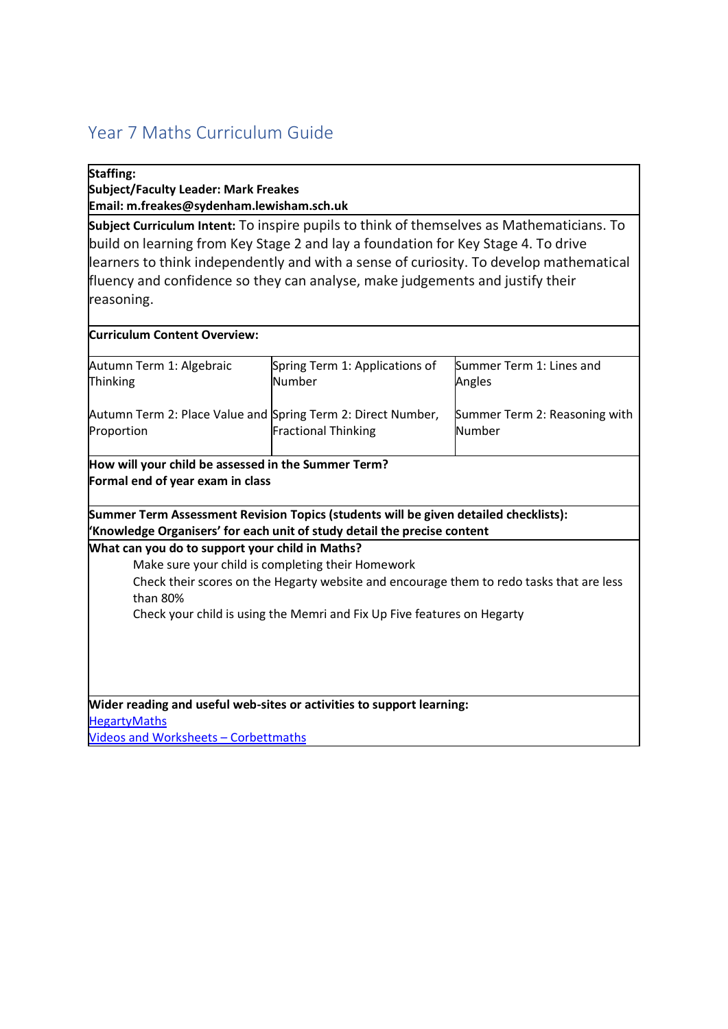# Year 7 Maths Curriculum Guide

**Staffing:**
**Subject/Faculty Leader: Mark Freakes**
**Email: m.freakes@sydenham.lewisham.sch.uk**

**Subject Curriculum Intent:** To inspire pupils to think of themselves as Mathematicians. To build on learning from Key Stage 2 and lay a foundation for Key Stage 4. To drive learners to think independently and with a sense of curiosity. To develop mathematical fluency and confidence so they can analyse, make judgements and justify their reasoning.

**Curriculum Content Overview:**

| | | |
|---|---|---|
| Autumn Term 1: Algebraic Thinking<br><br>Autumn Term 2: Place Value and Proportion | Spring Term 1: Applications of Number<br><br>Spring Term 2: Direct Number, Fractional Thinking | Summer Term 1: Lines and Angles<br><br>Summer Term 2: Reasoning with Number |

**How will your child be assessed in the Summer Term?**
**Formal end of year exam in class**

**Summer Term Assessment Revision Topics (students will be given detailed checklists):**
**'Knowledge Organisers' for each unit of study detail the precise content**

**What can you do to support your child in Maths?**

- Make sure your child is completing their Homework
- Check their scores on the Hegarty website and encourage them to redo tasks that are less than 80%
- Check your child is using the Memri and Fix Up Five features on Hegarty

**Wider reading and useful web-sites or activities to support learning:**

[HegartyMaths]
[Videos and Worksheets – Corbettmaths]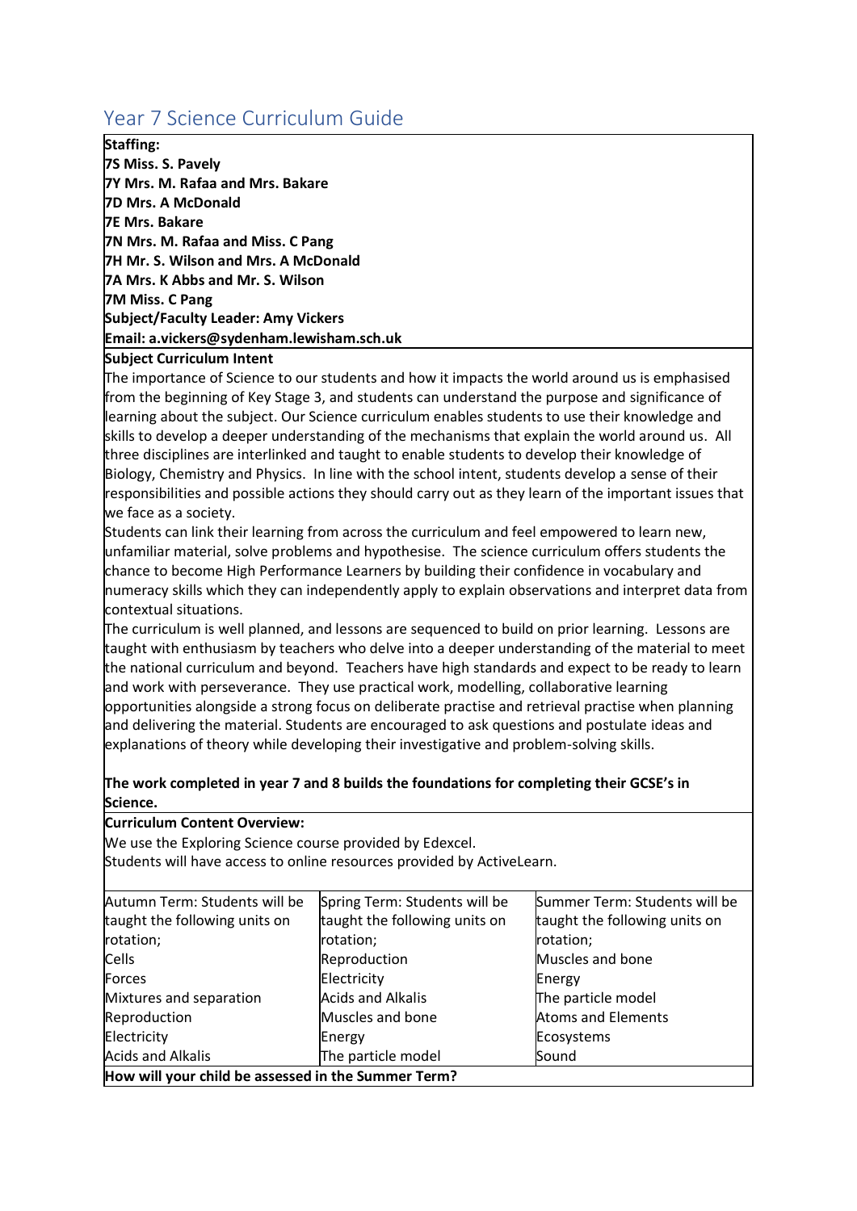# Year 7 Science Curriculum Guide

**Staffing:**
**7S Miss. S. Pavely**
**7Y Mrs. M. Rafaa and Mrs. Bakare**
**7D Mrs. A McDonald**
**7E Mrs. Bakare**
**7N Mrs. M. Rafaa and Miss. C Pang**
**7H Mr. S. Wilson and Mrs. A McDonald**
**7A Mrs. K Abbs and Mr. S. Wilson**
**7M Miss. C Pang**
**Subject/Faculty Leader: Amy Vickers**
**Email: a.vickers@sydenham.lewisham.sch.uk**

**Subject Curriculum Intent**

The importance of Science to our students and how it impacts the world around us is emphasised from the beginning of Key Stage 3, and students can understand the purpose and significance of learning about the subject. Our Science curriculum enables students to use their knowledge and skills to develop a deeper understanding of the mechanisms that explain the world around us. All three disciplines are interlinked and taught to enable students to develop their knowledge of Biology, Chemistry and Physics. In line with the school intent, students develop a sense of their responsibilities and possible actions they should carry out as they learn of the important issues that we face as a society.

Students can link their learning from across the curriculum and feel empowered to learn new, unfamiliar material, solve problems and hypothesise. The science curriculum offers students the chance to become High Performance Learners by building their confidence in vocabulary and numeracy skills which they can independently apply to explain observations and interpret data from contextual situations.

The curriculum is well planned, and lessons are sequenced to build on prior learning. Lessons are taught with enthusiasm by teachers who delve into a deeper understanding of the material to meet the national curriculum and beyond. Teachers have high standards and expect to be ready to learn and work with perseverance. They use practical work, modelling, collaborative learning opportunities alongside a strong focus on deliberate practise and retrieval practise when planning and delivering the material. Students are encouraged to ask questions and postulate ideas and explanations of theory while developing their investigative and problem-solving skills.

**The work completed in year 7 and 8 builds the foundations for completing their GCSE's in Science.**

**Curriculum Content Overview:**

We use the Exploring Science course provided by Edexcel.
Students will have access to online resources provided by ActiveLearn.

| Autumn Term: Students will be taught the following units on rotation; | Spring Term: Students will be taught the following units on rotation; | Summer Term: Students will be taught the following units on rotation; |
|---|---|---|
| Cells | Reproduction | Muscles and bone |
| Forces | Electricity | Energy |
| Mixtures and separation | Acids and Alkalis | The particle model |
| Reproduction | Muscles and bone | Atoms and Elements |
| Electricity | Energy | Ecosystems |
| Acids and Alkalis | The particle model | Sound |

**How will your child be assessed in the Summer Term?**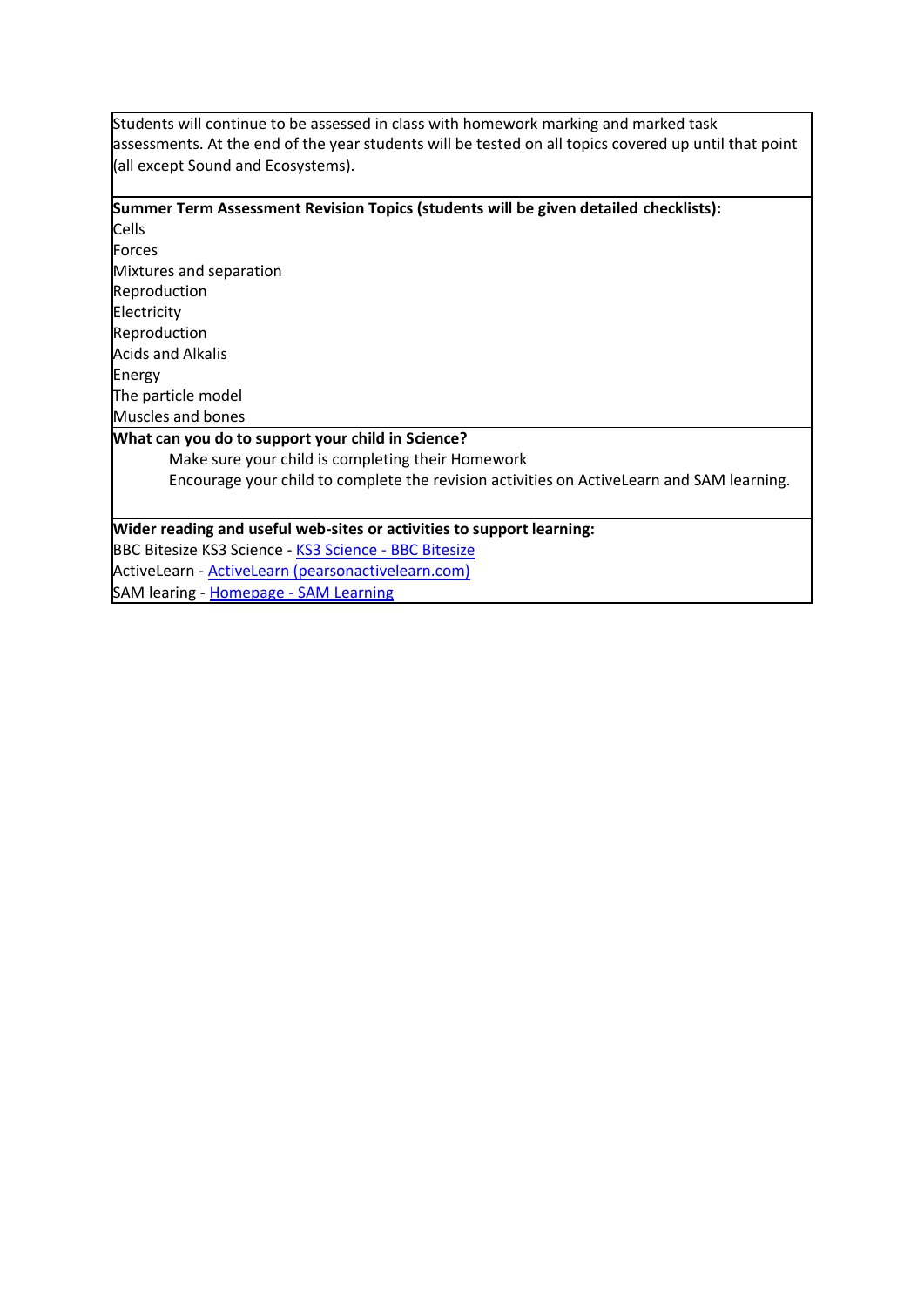Students will continue to be assessed in class with homework marking and marked task assessments. At the end of the year students will be tested on all topics covered up until that point (all except Sound and Ecosystems).

**Summer Term Assessment Revision Topics (students will be given detailed checklists):**

Cells
Forces
Mixtures and separation
Reproduction
Electricity
Reproduction
Acids and Alkalis
Energy
The particle model
Muscles and bones

**What can you do to support your child in Science?**

Make sure your child is completing their Homework
Encourage your child to complete the revision activities on ActiveLearn and SAM learning.

**Wider reading and useful web-sites or activities to support learning:**

BBC Bitesize KS3 Science - KS3 Science - BBC Bitesize
ActiveLearn - ActiveLearn (pearsonactivelearn.com)
SAM learing - Homepage - SAM Learning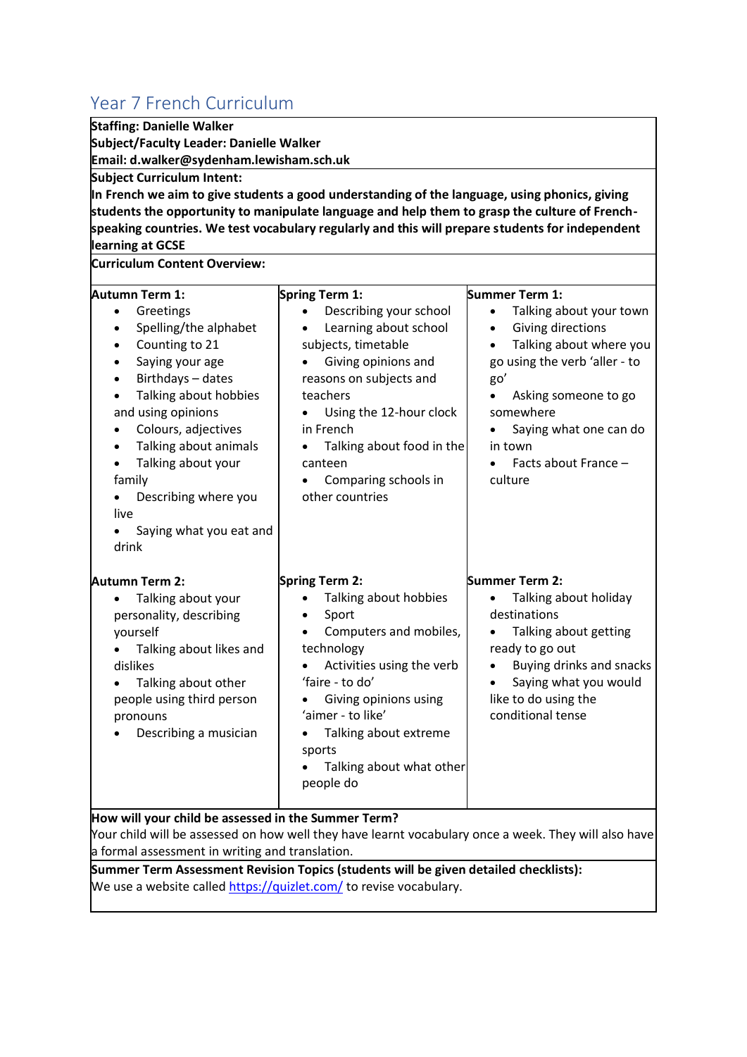## Year 7 French Curriculum

**Staffing: Danielle Walker**
**Subject/Faculty Leader: Danielle Walker**
**Email: d.walker@sydenham.lewisham.sch.uk**

**Subject Curriculum Intent:**
**In French we aim to give students a good understanding of the language, using phonics, giving students the opportunity to manipulate language and help them to grasp the culture of French-speaking countries. We test vocabulary regularly and this will prepare students for independent learning at GCSE**

**Curriculum Content Overview:**

| Autumn Term 1: | Spring Term 1: | Summer Term 1: |
|---|---|---|
| • Greetings<br>• Spelling/the alphabet<br>• Counting to 21<br>• Saying your age<br>• Birthdays – dates<br>• Talking about hobbies and using opinions<br>• Colours, adjectives<br>• Talking about animals<br>• Talking about your family<br>• Describing where you live<br>• Saying what you eat and drink | • Describing your school<br>• Learning about school subjects, timetable<br>• Giving opinions and reasons on subjects and teachers<br>• Using the 12-hour clock in French<br>• Talking about food in the canteen<br>• Comparing schools in other countries | • Talking about your town<br>• Giving directions<br>• Talking about where you go using the verb 'aller - to go'<br>• Asking someone to go somewhere<br>• Saying what one can do in town<br>• Facts about France – culture |
| **Autumn Term 2:** | **Spring Term 2:** | **Summer Term 2:** |
| • Talking about your personality, describing yourself<br>• Talking about likes and dislikes<br>• Talking about other people using third person pronouns<br>• Describing a musician | • Talking about hobbies<br>• Sport<br>• Computers and mobiles, technology<br>• Activities using the verb 'faire - to do'<br>• Giving opinions using 'aimer - to like'<br>• Talking about extreme sports<br>• Talking about what other people do | • Talking about holiday destinations<br>• Talking about getting ready to go out<br>• Buying drinks and snacks<br>• Saying what you would like to do using the conditional tense |

**How will your child be assessed in the Summer Term?**
Your child will be assessed on how well they have learnt vocabulary once a week. They will also have a formal assessment in writing and translation.

**Summer Term Assessment Revision Topics (students will be given detailed checklists):**
We use a website called https://quizlet.com/ to revise vocabulary.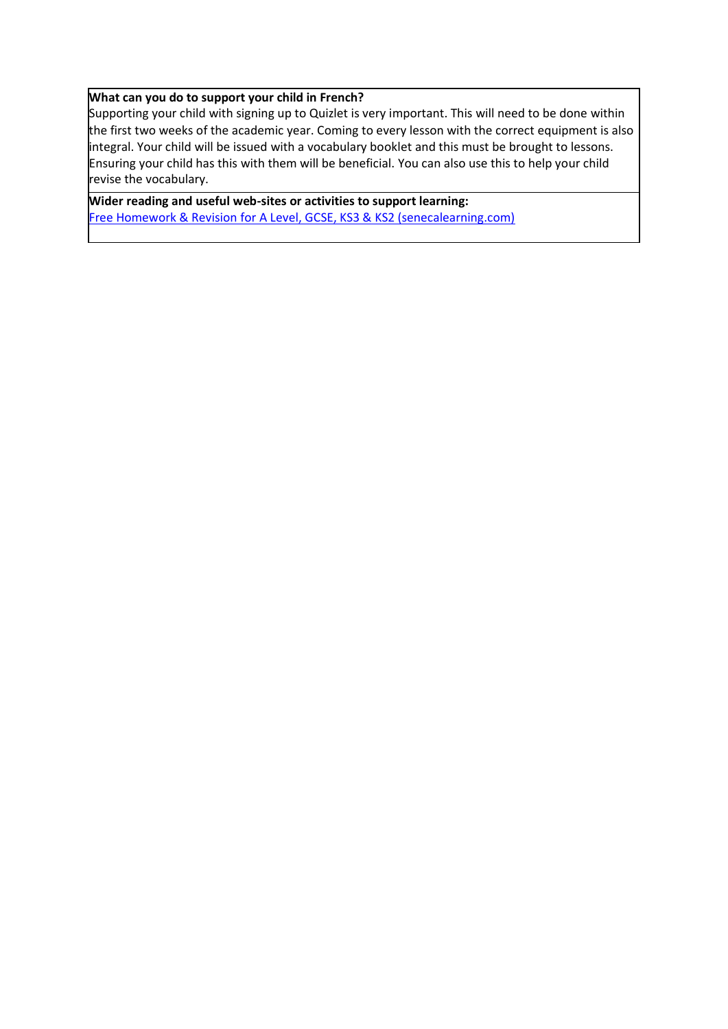**What can you do to support your child in French?**

Supporting your child with signing up to Quizlet is very important. This will need to be done within the first two weeks of the academic year. Coming to every lesson with the correct equipment is also integral. Your child will be issued with a vocabulary booklet and this must be brought to lessons. Ensuring your child has this with them will be beneficial. You can also use this to help your child revise the vocabulary.

**Wider reading and useful web-sites or activities to support learning:**

Free Homework & Revision for A Level, GCSE, KS3 & KS2 (senecalearning.com)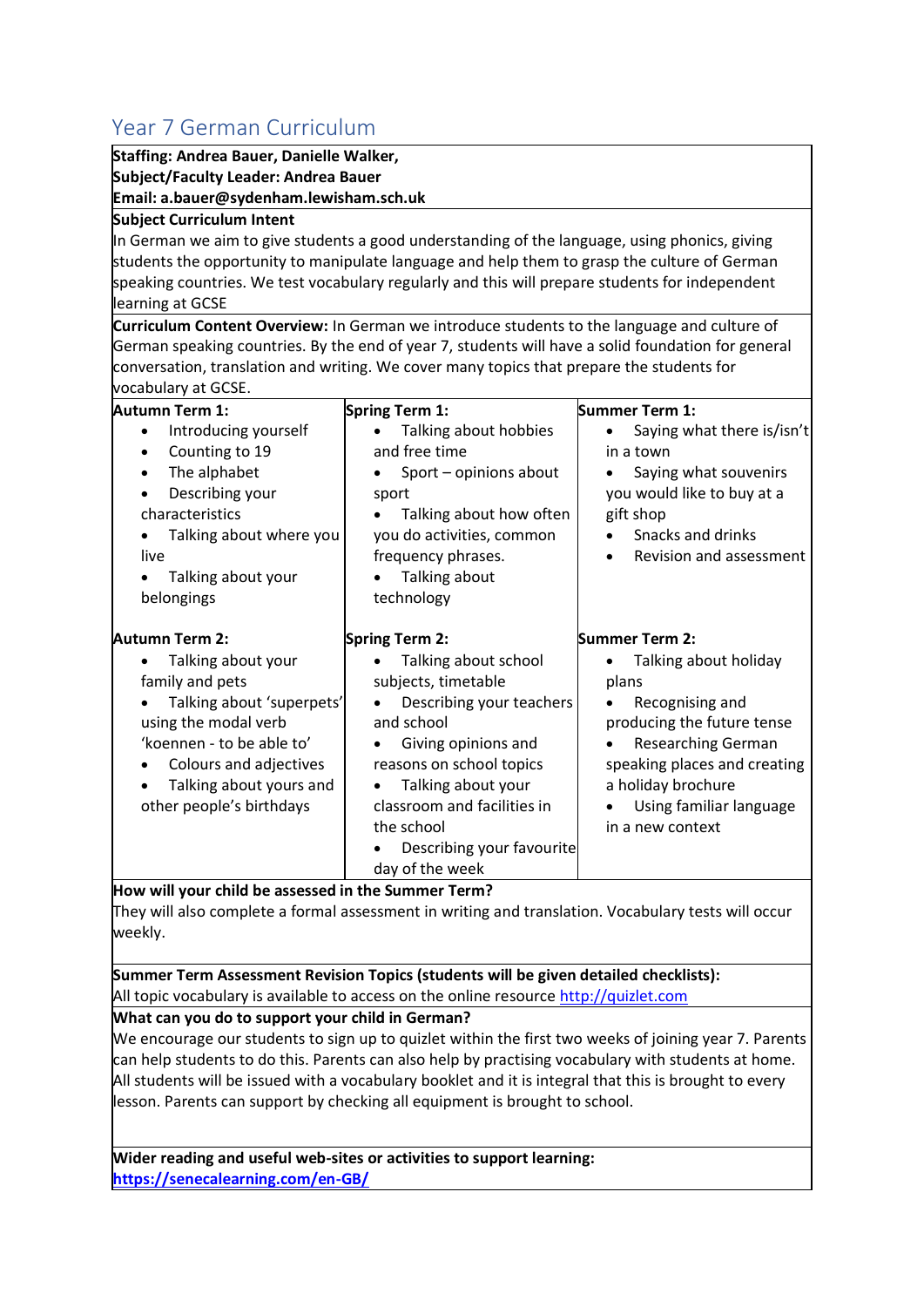# Year 7 German Curriculum

**Staffing: Andrea Bauer, Danielle Walker,**
**Subject/Faculty Leader: Andrea Bauer**
**Email: a.bauer@sydenham.lewisham.sch.uk**

**Subject Curriculum Intent**

In German we aim to give students a good understanding of the language, using phonics, giving students the opportunity to manipulate language and help them to grasp the culture of German speaking countries. We test vocabulary regularly and this will prepare students for independent learning at GCSE

**Curriculum Content Overview:** In German we introduce students to the language and culture of German speaking countries. By the end of year 7, students will have a solid foundation for general conversation, translation and writing. We cover many topics that prepare the students for vocabulary at GCSE.

| **Autumn Term 1:** | **Spring Term 1:** | **Summer Term 1:** |
|---|---|---|
| • Introducing yourself<br>• Counting to 19<br>• The alphabet<br>• Describing your characteristics<br>• Talking about where you live<br>• Talking about your belongings | • Talking about hobbies and free time<br>• Sport – opinions about sport<br>• Talking about how often you do activities, common frequency phrases.<br>• Talking about technology | • Saying what there is/isn't in a town<br>• Saying what souvenirs you would like to buy at a gift shop<br>• Snacks and drinks<br>• Revision and assessment |
| **Autumn Term 2:** | **Spring Term 2:** | **Summer Term 2:** |
| • Talking about your family and pets<br>• Talking about 'superpets' using the modal verb 'koennen - to be able to'<br>• Colours and adjectives<br>• Talking about yours and other people's birthdays | • Talking about school subjects, timetable<br>• Describing your teachers and school<br>• Giving opinions and reasons on school topics<br>• Talking about your classroom and facilities in the school<br>• Describing your favourite day of the week | • Talking about holiday plans<br>• Recognising and producing the future tense<br>• Researching German speaking places and creating a holiday brochure<br>• Using familiar language in a new context |

**How will your child be assessed in the Summer Term?**

They will also complete a formal assessment in writing and translation. Vocabulary tests will occur weekly.

**Summer Term Assessment Revision Topics (students will be given detailed checklists):**

All topic vocabulary is available to access on the online resource [http://quizlet.com](http://quizlet.com)

**What can you do to support your child in German?**

We encourage our students to sign up to quizlet within the first two weeks of joining year 7. Parents can help students to do this. Parents can also help by practising vocabulary with students at home. All students will be issued with a vocabulary booklet and it is integral that this is brought to every lesson. Parents can support by checking all equipment is brought to school.

**Wider reading and useful web-sites or activities to support learning:**

**[https://senecalearning.com/en-GB/](https://senecalearning.com/en-GB/)**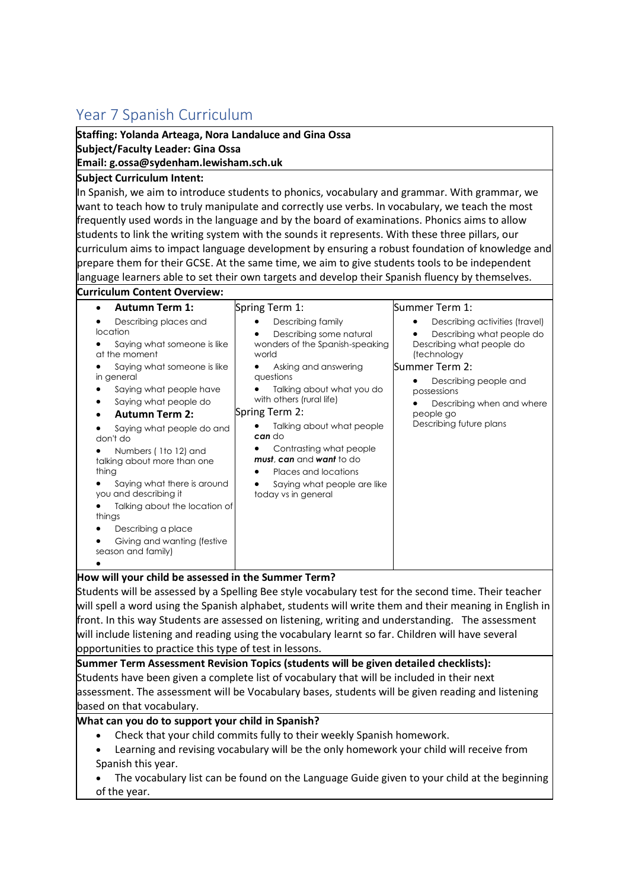# Year 7 Spanish Curriculum

**Staffing: Yolanda Arteaga, Nora Landaluce and Gina Ossa**
**Subject/Faculty Leader: Gina Ossa**
**Email: g.ossa@sydenham.lewisham.sch.uk**

**Subject Curriculum Intent:**

In Spanish, we aim to introduce students to phonics, vocabulary and grammar. With grammar, we want to teach how to truly manipulate and correctly use verbs. In vocabulary, we teach the most frequently used words in the language and by the board of examinations. Phonics aims to allow students to link the writing system with the sounds it represents. With these three pillars, our curriculum aims to impact language development by ensuring a robust foundation of knowledge and prepare them for their GCSE. At the same time, we aim to give students tools to be independent language learners able to set their own targets and develop their Spanish fluency by themselves.

**Curriculum Content Overview:**

| | | |
|---|---|---|
| • **Autumn Term 1:**<br>• Describing places and location<br>• Saying what someone is like at the moment<br>• Saying what someone is like in general<br>• Saying what people have<br>• Saying what people do<br>• **Autumn Term 2:**<br>• Saying what people do and don't do<br>• Numbers ( 1to 12) and talking about more than one thing<br>• Saying what there is around you and describing it<br>• Talking about the location of things<br>• Describing a place<br>• Giving and wanting (festive season and family)<br>• | Spring Term 1:<br>• Describing family<br>• Describing some natural wonders of the Spanish-speaking world<br>• Asking and answering questions<br>• Talking about what you do with others (rural life)<br>Spring Term 2:<br>• Talking about what people ***can*** do<br>• Contrasting what people ***must***, ***can*** and ***want*** to do<br>• Places and locations<br>• Saying what people are like today vs in general | Summer Term 1:<br>• Describing activities (travel)<br>• Describing what people do<br>Describing what people do (technology<br>Summer Term 2:<br>• Describing people and possessions<br>• Describing when and where people go<br>Describing future plans |

**How will your child be assessed in the Summer Term?**

Students will be assessed by a Spelling Bee style vocabulary test for the second time. Their teacher will spell a word using the Spanish alphabet, students will write them and their meaning in English in front. In this way Students are assessed on listening, writing and understanding. The assessment will include listening and reading using the vocabulary learnt so far. Children will have several opportunities to practice this type of test in lessons.

**Summer Term Assessment Revision Topics (students will be given detailed checklists):**

Students have been given a complete list of vocabulary that will be included in their next assessment. The assessment will be Vocabulary bases, students will be given reading and listening based on that vocabulary.

**What can you do to support your child in Spanish?**

- Check that your child commits fully to their weekly Spanish homework.
- Learning and revising vocabulary will be the only homework your child will receive from Spanish this year.
- The vocabulary list can be found on the Language Guide given to your child at the beginning of the year.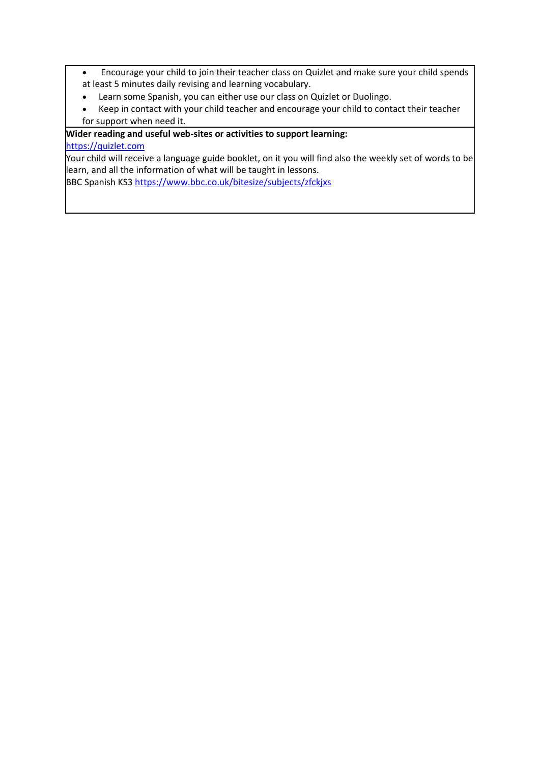- Encourage your child to join their teacher class on Quizlet and make sure your child spends at least 5 minutes daily revising and learning vocabulary.
- Learn some Spanish, you can either use our class on Quizlet or Duolingo.
- Keep in contact with your child teacher and encourage your child to contact their teacher for support when need it.

**Wider reading and useful web-sites or activities to support learning:**

https://quizlet.com

Your child will receive a language guide booklet, on it you will find also the weekly set of words to be learn, and all the information of what will be taught in lessons.

BBC Spanish KS3 https://www.bbc.co.uk/bitesize/subjects/zfckjxs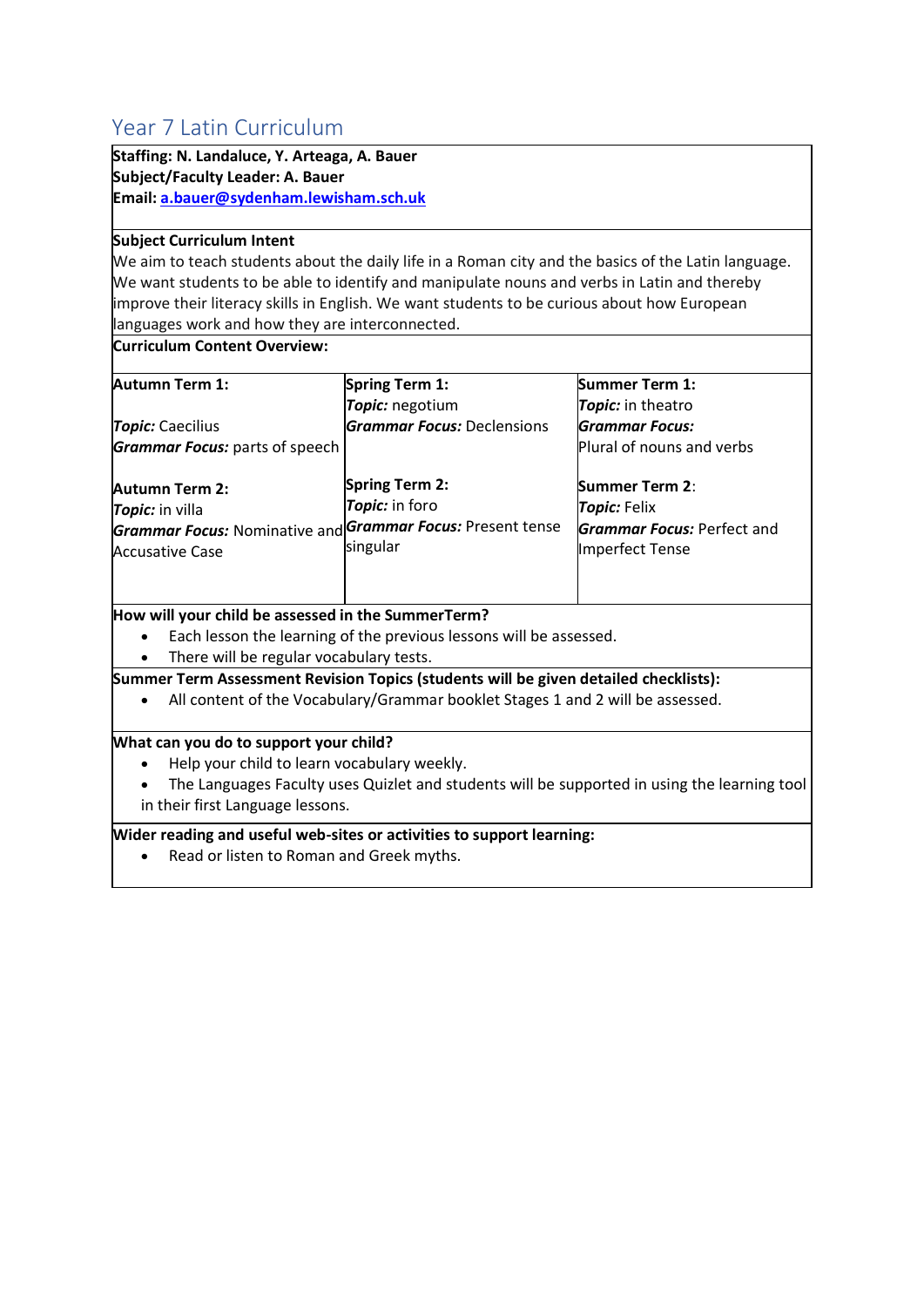## Year 7 Latin Curriculum

**Staffing: N. Landaluce, Y. Arteaga, A. Bauer**
**Subject/Faculty Leader: A. Bauer**
**Email: [a.bauer@sydenham.lewisham.sch.uk](mailto:a.bauer@sydenham.lewisham.sch.uk)**

**Subject Curriculum Intent**

We aim to teach students about the daily life in a Roman city and the basics of the Latin language. We want students to be able to identify and manipulate nouns and verbs in Latin and thereby improve their literacy skills in English. We want students to be curious about how European languages work and how they are interconnected.

**Curriculum Content Overview:**

| **Autumn Term 1:** | **Spring Term 1:** | **Summer Term 1:** |
|---|---|---|
| ***Topic:*** Caecilius<br>***Grammar Focus:*** parts of speech | ***Topic:*** negotium<br>***Grammar Focus:*** Declensions | ***Topic:*** in theatro<br>***Grammar Focus:*** Plural of nouns and verbs |
| **Autumn Term 2:** | **Spring Term 2:** | **Summer Term 2:** |
| ***Topic:*** in villa<br>***Grammar Focus:*** Nominative and Accusative Case | ***Topic:*** in foro<br>***Grammar Focus:*** Present tense singular | ***Topic:*** Felix<br>***Grammar Focus:*** Perfect and Imperfect Tense |

**How will your child be assessed in the SummerTerm?**

- Each lesson the learning of the previous lessons will be assessed.
- There will be regular vocabulary tests.

**Summer Term Assessment Revision Topics (students will be given detailed checklists):**

- All content of the Vocabulary/Grammar booklet Stages 1 and 2 will be assessed.

**What can you do to support your child?**

- Help your child to learn vocabulary weekly.
- The Languages Faculty uses Quizlet and students will be supported in using the learning tool in their first Language lessons.

**Wider reading and useful web-sites or activities to support learning:**

- Read or listen to Roman and Greek myths.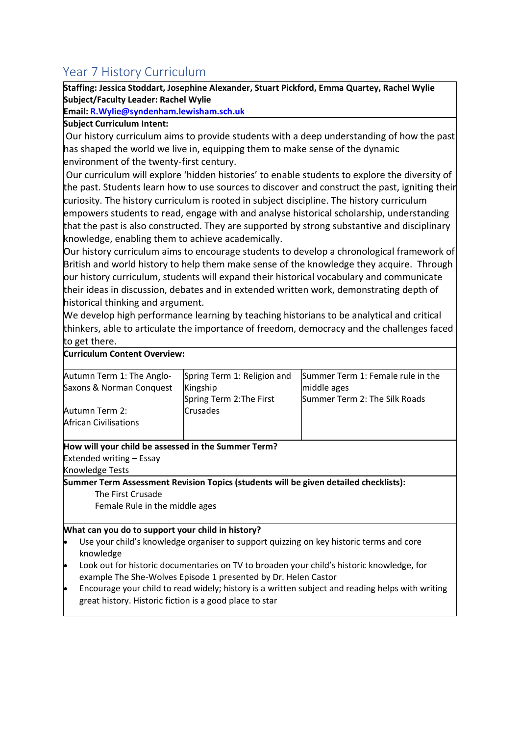## Year 7 History Curriculum

**Staffing: Jessica Stoddart, Josephine Alexander, Stuart Pickford, Emma Quartey, Rachel Wylie**
**Subject/Faculty Leader: Rachel Wylie**
**Email: [R.Wylie@syndenham.lewisham.sch.uk](mailto:R.Wylie@syndenham.lewisham.sch.uk)**

**Subject Curriculum Intent:**

Our history curriculum aims to provide students with a deep understanding of how the past has shaped the world we live in, equipping them to make sense of the dynamic environment of the twenty-first century.

Our curriculum will explore 'hidden histories' to enable students to explore the diversity of the past. Students learn how to use sources to discover and construct the past, igniting their curiosity. The history curriculum is rooted in subject discipline. The history curriculum empowers students to read, engage with and analyse historical scholarship, understanding that the past is also constructed. They are supported by strong substantive and disciplinary knowledge, enabling them to achieve academically.

Our history curriculum aims to encourage students to develop a chronological framework of British and world history to help them make sense of the knowledge they acquire. Through our history curriculum, students will expand their historical vocabulary and communicate their ideas in discussion, debates and in extended written work, demonstrating depth of historical thinking and argument.

We develop high performance learning by teaching historians to be analytical and critical thinkers, able to articulate the importance of freedom, democracy and the challenges faced to get there.

**Curriculum Content Overview:**

| Autumn | Spring | Summer |
|---|---|---|
| Autumn Term 1: The Anglo-Saxons & Norman Conquest<br><br>Autumn Term 2: African Civilisations | Spring Term 1: Religion and Kingship<br>Spring Term 2:The First Crusades | Summer Term 1: Female rule in the middle ages<br>Summer Term 2: The Silk Roads |

**How will your child be assessed in the Summer Term?**

Extended writing – Essay
Knowledge Tests

**Summer Term Assessment Revision Topics (students will be given detailed checklists):**

The First Crusade
Female Rule in the middle ages

**What can you do to support your child in history?**

- Use your child's knowledge organiser to support quizzing on key historic terms and core knowledge
- Look out for historic documentaries on TV to broaden your child's historic knowledge, for example The She-Wolves Episode 1 presented by Dr. Helen Castor
- Encourage your child to read widely; history is a written subject and reading helps with writing great history. Historic fiction is a good place to star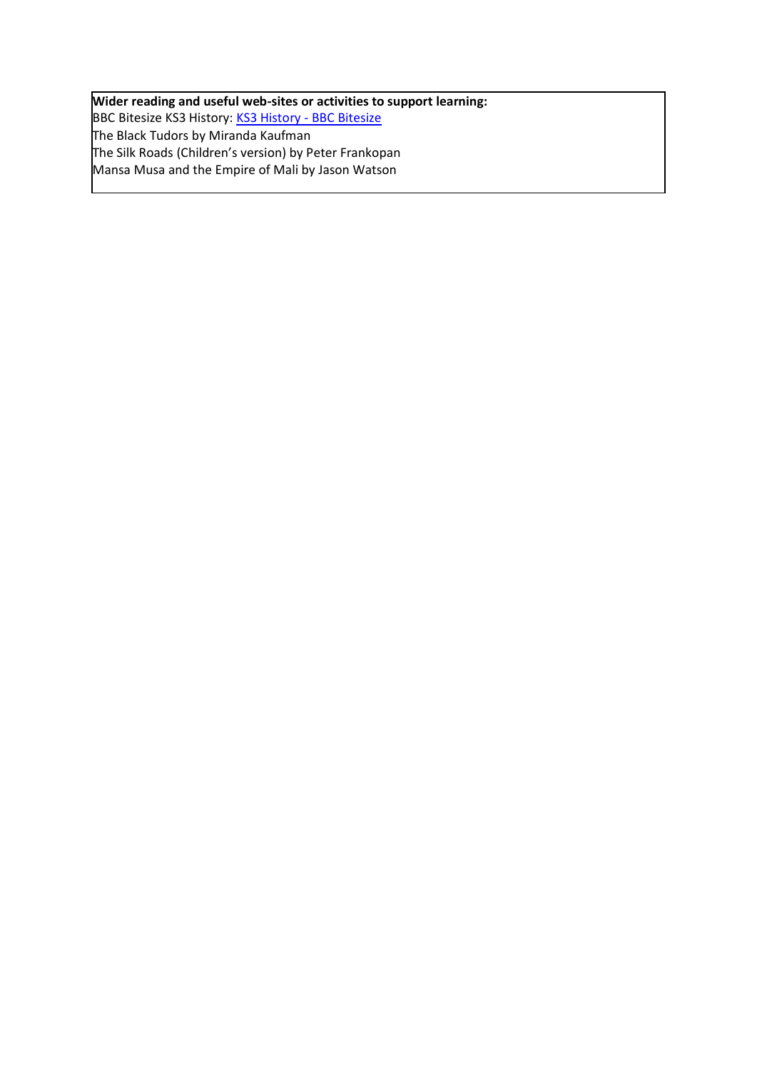**Wider reading and useful web-sites or activities to support learning:**

BBC Bitesize KS3 History: KS3 History - BBC Bitesize

The Black Tudors by Miranda Kaufman

The Silk Roads (Children's version) by Peter Frankopan

Mansa Musa and the Empire of Mali by Jason Watson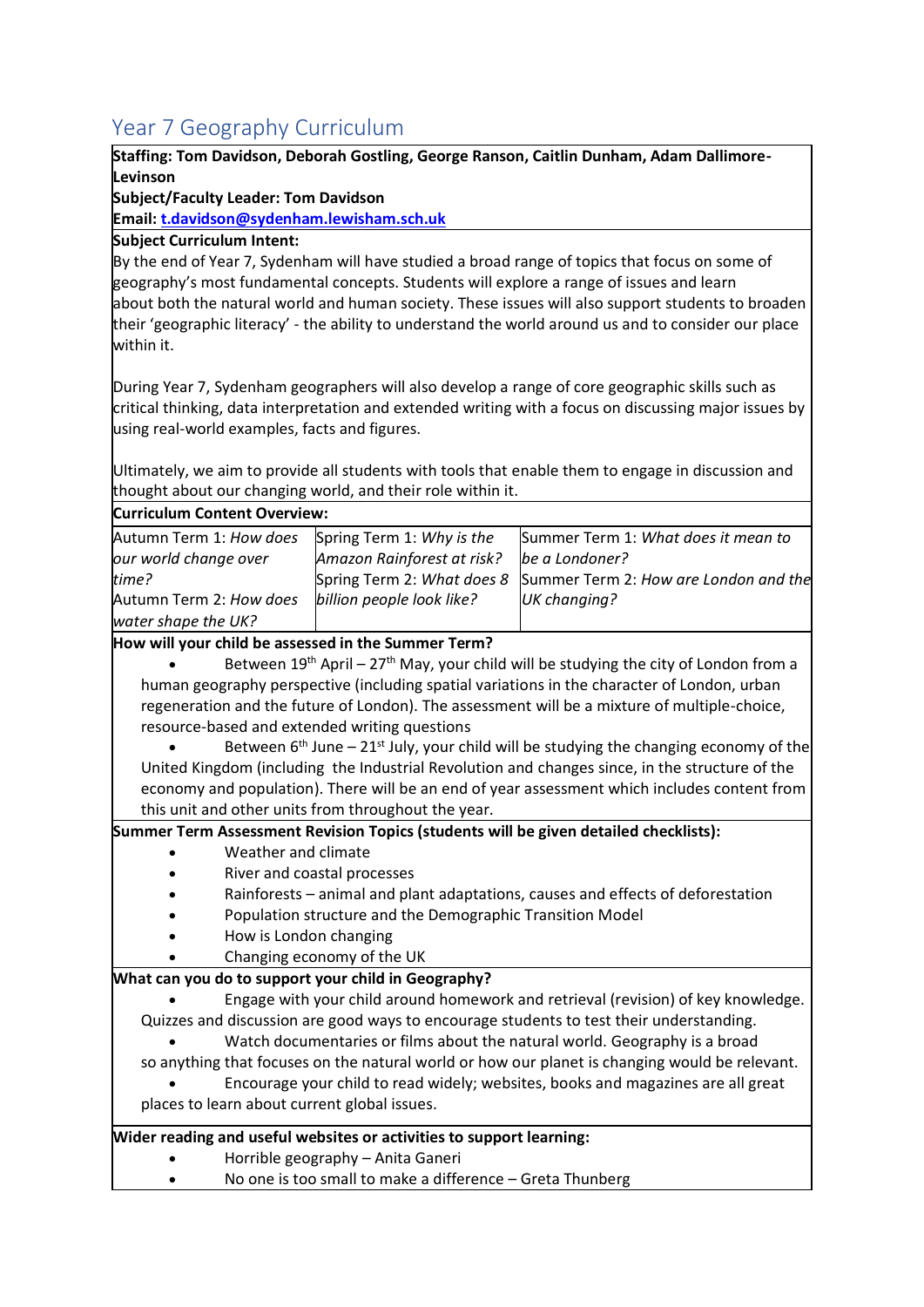# Year 7 Geography Curriculum

**Staffing: Tom Davidson, Deborah Gostling, George Ranson, Caitlin Dunham, Adam Dallimore-Levinson**

**Subject/Faculty Leader: Tom Davidson**

**Email: t.davidson@sydenham.lewisham.sch.uk**

**Subject Curriculum Intent:**

By the end of Year 7, Sydenham will have studied a broad range of topics that focus on some of geography's most fundamental concepts. Students will explore a range of issues and learn about both the natural world and human society. These issues will also support students to broaden their 'geographic literacy' - the ability to understand the world around us and to consider our place within it.

During Year 7, Sydenham geographers will also develop a range of core geographic skills such as critical thinking, data interpretation and extended writing with a focus on discussing major issues by using real-world examples, facts and figures.

Ultimately, we aim to provide all students with tools that enable them to engage in discussion and thought about our changing world, and their role within it.

**Curriculum Content Overview:**

| | | |
|---|---|---|
| Autumn Term 1: *How does our world change over time?*<br>Autumn Term 2: *How does water shape the UK?* | Spring Term 1: *Why is the Amazon Rainforest at risk?*<br>Spring Term 2: *What does 8 billion people look like?* | Summer Term 1: *What does it mean to be a Londoner?*<br>Summer Term 2: *How are London and the UK changing?* |

**How will your child be assessed in the Summer Term?**

- Between 19th April – 27th May, your child will be studying the city of London from a human geography perspective (including spatial variations in the character of London, urban regeneration and the future of London). The assessment will be a mixture of multiple-choice, resource-based and extended writing questions
- Between 6th June – 21st July, your child will be studying the changing economy of the United Kingdom (including the Industrial Revolution and changes since, in the structure of the economy and population). There will be an end of year assessment which includes content from this unit and other units from throughout the year.

**Summer Term Assessment Revision Topics (students will be given detailed checklists):**

- Weather and climate
- River and coastal processes
- Rainforests – animal and plant adaptations, causes and effects of deforestation
- Population structure and the Demographic Transition Model
- How is London changing
- Changing economy of the UK

**What can you do to support your child in Geography?**

- Engage with your child around homework and retrieval (revision) of key knowledge. Quizzes and discussion are good ways to encourage students to test their understanding.
- Watch documentaries or films about the natural world. Geography is a broad so anything that focuses on the natural world or how our planet is changing would be relevant.
- Encourage your child to read widely; websites, books and magazines are all great places to learn about current global issues.

**Wider reading and useful websites or activities to support learning:**

- Horrible geography – Anita Ganeri
- No one is too small to make a difference – Greta Thunberg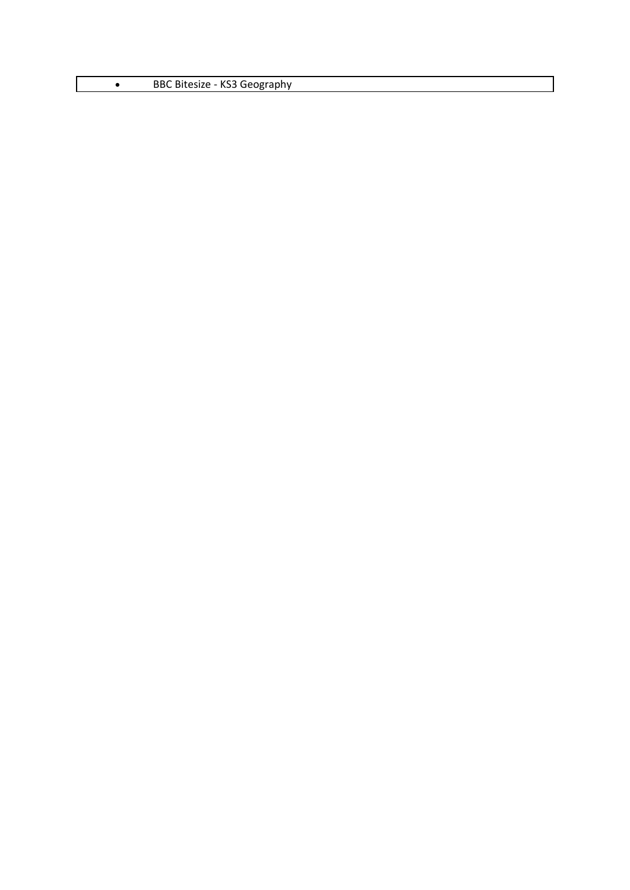- BBC Bitesize - KS3 Geography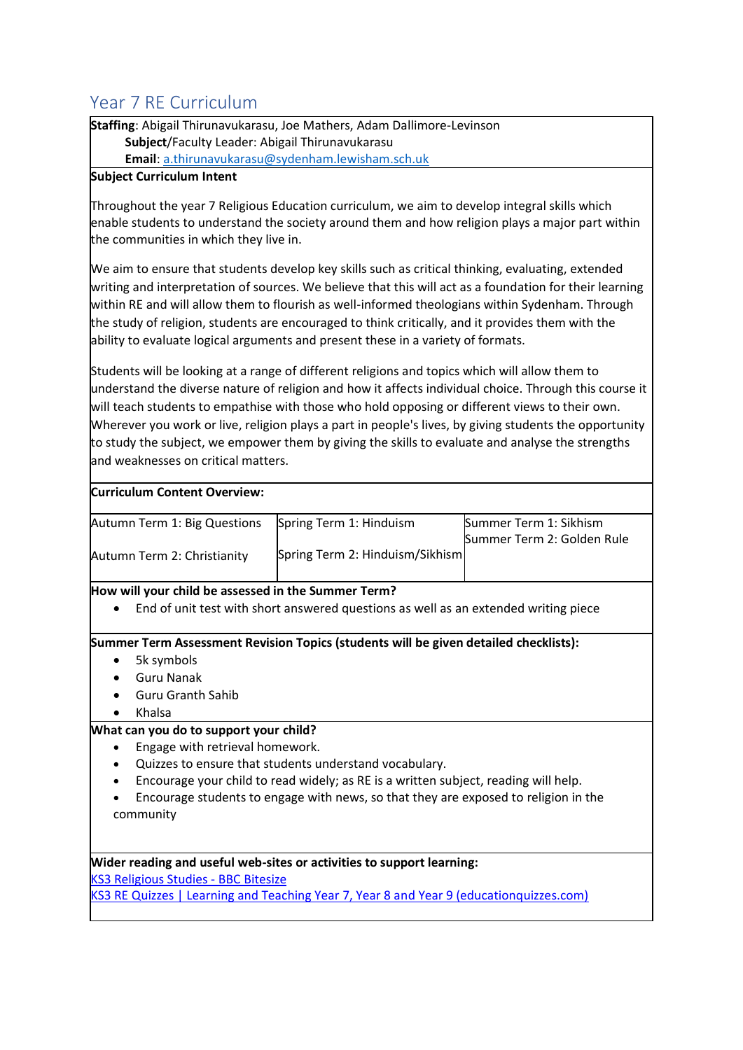# Year 7 RE Curriculum

**Staffing**: Abigail Thirunavukarasu, Joe Mathers, Adam Dallimore-Levinson

**Subject**/Faculty Leader: Abigail Thirunavukarasu

**Email**: [a.thirunavukarasu@sydenham.lewisham.sch.uk](mailto:a.thirunavukarasu@sydenham.lewisham.sch.uk)

**Subject Curriculum Intent**

Throughout the year 7 Religious Education curriculum, we aim to develop integral skills which enable students to understand the society around them and how religion plays a major part within the communities in which they live in.

We aim to ensure that students develop key skills such as critical thinking, evaluating, extended writing and interpretation of sources. We believe that this will act as a foundation for their learning within RE and will allow them to flourish as well-informed theologians within Sydenham. Through the study of religion, students are encouraged to think critically, and it provides them with the ability to evaluate logical arguments and present these in a variety of formats.

Students will be looking at a range of different religions and topics which will allow them to understand the diverse nature of religion and how it affects individual choice. Through this course it will teach students to empathise with those who hold opposing or different views to their own. Wherever you work or live, religion plays a part in people's lives, by giving students the opportunity to study the subject, we empower them by giving the skills to evaluate and analyse the strengths and weaknesses on critical matters.

**Curriculum Content Overview:**

| Autumn | Spring | Summer |
|---|---|---|
| Autumn Term 1: Big Questions | Spring Term 1: Hinduism | Summer Term 1: Sikhism |
| Autumn Term 2: Christianity | Spring Term 2: Hinduism/Sikhism | Summer Term 2: Golden Rule |

**How will your child be assessed in the Summer Term?**

- End of unit test with short answered questions as well as an extended writing piece

**Summer Term Assessment Revision Topics (students will be given detailed checklists):**

- 5k symbols
- Guru Nanak
- Guru Granth Sahib
- Khalsa

**What can you do to support your child?**

- Engage with retrieval homework.
- Quizzes to ensure that students understand vocabulary.
- Encourage your child to read widely; as RE is a written subject, reading will help.
- Encourage students to engage with news, so that they are exposed to religion in the community

**Wider reading and useful web-sites or activities to support learning:**

KS3 Religious Studies - BBC Bitesize

KS3 RE Quizzes | Learning and Teaching Year 7, Year 8 and Year 9 (educationquizzes.com)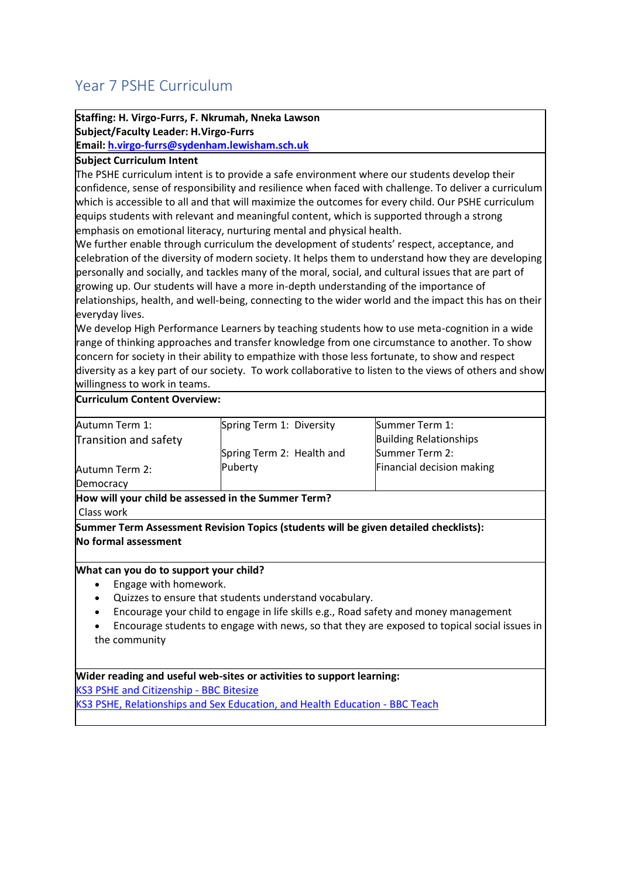## Year 7 PSHE Curriculum

**Staffing: H. Virgo-Furrs, F. Nkrumah, Nneka Lawson**
**Subject/Faculty Leader: H.Virgo-Furrs**
**Email: h.virgo-furrs@sydenham.lewisham.sch.uk**

**Subject Curriculum Intent**

The PSHE curriculum intent is to provide a safe environment where our students develop their confidence, sense of responsibility and resilience when faced with challenge. To deliver a curriculum which is accessible to all and that will maximize the outcomes for every child. Our PSHE curriculum equips students with relevant and meaningful content, which is supported through a strong emphasis on emotional literacy, nurturing mental and physical health.

We further enable through curriculum the development of students' respect, acceptance, and celebration of the diversity of modern society. It helps them to understand how they are developing personally and socially, and tackles many of the moral, social, and cultural issues that are part of growing up. Our students will have a more in-depth understanding of the importance of relationships, health, and well-being, connecting to the wider world and the impact this has on their everyday lives.

We develop High Performance Learners by teaching students how to use meta-cognition in a wide range of thinking approaches and transfer knowledge from one circumstance to another. To show concern for society in their ability to empathize with those less fortunate, to show and respect diversity as a key part of our society. To work collaborative to listen to the views of others and show willingness to work in teams.

**Curriculum Content Overview:**

| | | |
|---|---|---|
| Autumn Term 1: Transition and safety<br><br>Autumn Term 2: Democracy | Spring Term 1: Diversity<br><br>Spring Term 2: Health and Puberty | Summer Term 1: Building Relationships<br>Summer Term 2: Financial decision making |

**How will your child be assessed in the Summer Term?**

Class work

**Summer Term Assessment Revision Topics (students will be given detailed checklists):**
**No formal assessment**

**What can you do to support your child?**

- Engage with homework.
- Quizzes to ensure that students understand vocabulary.
- Encourage your child to engage in life skills e.g., Road safety and money management
- Encourage students to engage with news, so that they are exposed to topical social issues in the community

**Wider reading and useful web-sites or activities to support learning:**

KS3 PSHE and Citizenship - BBC Bitesize
KS3 PSHE, Relationships and Sex Education, and Health Education - BBC Teach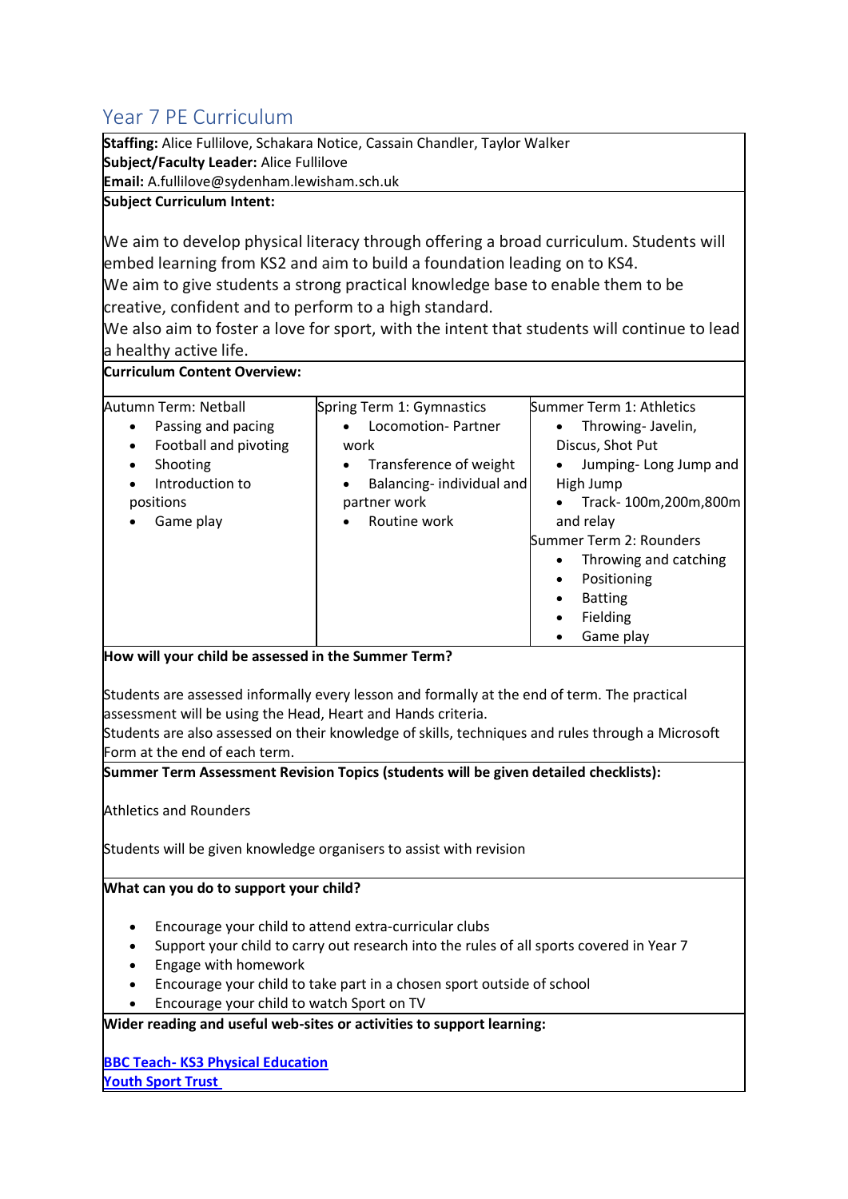# Year 7 PE Curriculum

**Staffing:** Alice Fullilove, Schakara Notice, Cassain Chandler, Taylor Walker
**Subject/Faculty Leader:** Alice Fullilove
**Email:** A.fullilove@sydenham.lewisham.sch.uk

**Subject Curriculum Intent:**

We aim to develop physical literacy through offering a broad curriculum. Students will embed learning from KS2 and aim to build a foundation leading on to KS4.
We aim to give students a strong practical knowledge base to enable them to be creative, confident and to perform to a high standard.
We also aim to foster a love for sport, with the intent that students will continue to lead a healthy active life.

**Curriculum Content Overview:**

| Autumn Term: Netball | Spring Term 1: Gymnastics | Summer Term 1: Athletics |
|---|---|---|
| • Passing and pacing<br>• Football and pivoting<br>• Shooting<br>• Introduction to positions<br>• Game play | • Locomotion- Partner work<br>• Transference of weight<br>• Balancing- individual and partner work<br>• Routine work | • Throwing- Javelin, Discus, Shot Put<br>• Jumping- Long Jump and High Jump<br>• Track- 100m,200m,800m and relay<br>Summer Term 2: Rounders<br>• Throwing and catching<br>• Positioning<br>• Batting<br>• Fielding<br>• Game play |

**How will your child be assessed in the Summer Term?**

Students are assessed informally every lesson and formally at the end of term. The practical assessment will be using the Head, Heart and Hands criteria.
Students are also assessed on their knowledge of skills, techniques and rules through a Microsoft Form at the end of each term.

**Summer Term Assessment Revision Topics (students will be given detailed checklists):**

Athletics and Rounders

Students will be given knowledge organisers to assist with revision

**What can you do to support your child?**

- Encourage your child to attend extra-curricular clubs
- Support your child to carry out research into the rules of all sports covered in Year 7
- Engage with homework
- Encourage your child to take part in a chosen sport outside of school
- Encourage your child to watch Sport on TV

**Wider reading and useful web-sites or activities to support learning:**

[BBC Teach- KS3 Physical Education]
[Youth Sport Trust]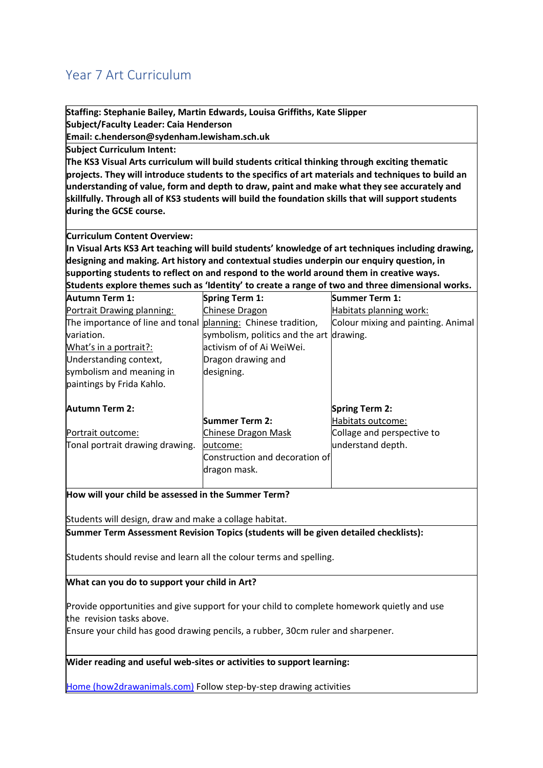# Year 7 Art Curriculum

**Staffing: Stephanie Bailey, Martin Edwards, Louisa Griffiths, Kate Slipper**
**Subject/Faculty Leader: Caia Henderson**
**Email: c.henderson@sydenham.lewisham.sch.uk**

**Subject Curriculum Intent:**

**The KS3 Visual Arts curriculum will build students critical thinking through exciting thematic projects. They will introduce students to the specifics of art materials and techniques to build an understanding of value, form and depth to draw, paint and make what they see accurately and skillfully. Through all of KS3 students will build the foundation skills that will support students during the GCSE course.**

**Curriculum Content Overview:**

**In Visual Arts KS3 Art teaching will build students' knowledge of art techniques including drawing, designing and making. Art history and contextual studies underpin our enquiry question, in supporting students to reflect on and respond to the world around them in creative ways. Students explore themes such as 'Identity' to create a range of two and three dimensional works.**

| **Autumn Term 1:** | **Spring Term 1:** | **Summer Term 1:** |
|---|---|---|
| Portrait Drawing planning: The importance of line and tonal variation. What's in a portrait?: Understanding context, symbolism and meaning in paintings by Frida Kahlo. | Chinese Dragon planning: Chinese tradition, symbolism, politics and the art activism of Ai WeiWei. Dragon drawing and designing. | Habitats planning work: Colour mixing and painting. Animal drawing. |
| **Autumn Term 2:** | **Summer Term 2:** | **Spring Term 2:** |
| Portrait outcome: Tonal portrait drawing drawing. | Chinese Dragon Mask outcome: Construction and decoration of dragon mask. | Habitats outcome: Collage and perspective to understand depth. |

**How will your child be assessed in the Summer Term?**

Students will design, draw and make a collage habitat.

**Summer Term Assessment Revision Topics (students will be given detailed checklists):**

Students should revise and learn all the colour terms and spelling.

**What can you do to support your child in Art?**

Provide opportunities and give support for your child to complete homework quietly and use the revision tasks above.
Ensure your child has good drawing pencils, a rubber, 30cm ruler and sharpener.

**Wider reading and useful web-sites or activities to support learning:**

Home (how2drawanimals.com) Follow step-by-step drawing activities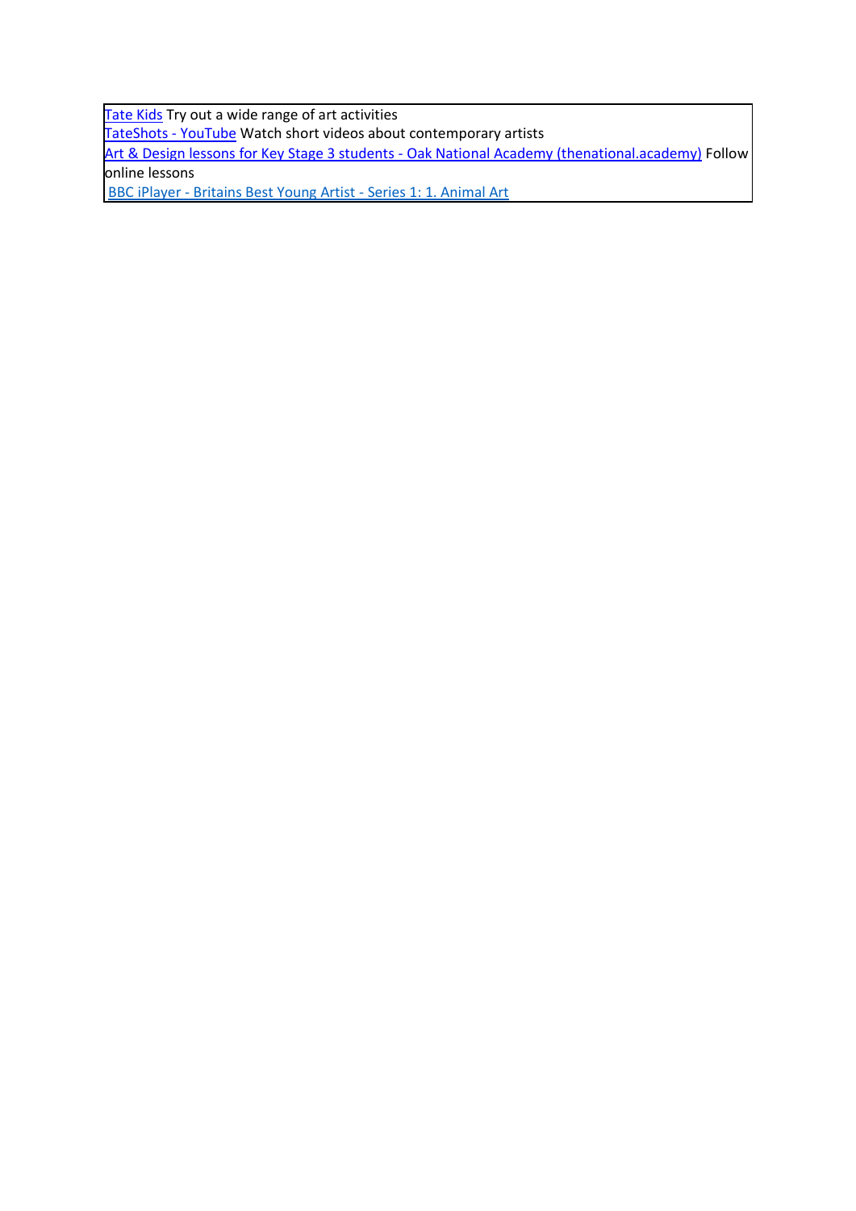[Tate Kids] Try out a wide range of art activities

[TateShots - YouTube] Watch short videos about contemporary artists

[Art & Design lessons for Key Stage 3 students - Oak National Academy (thenational.academy)] Follow online lessons

[BBC iPlayer - Britains Best Young Artist - Series 1: 1. Animal Art]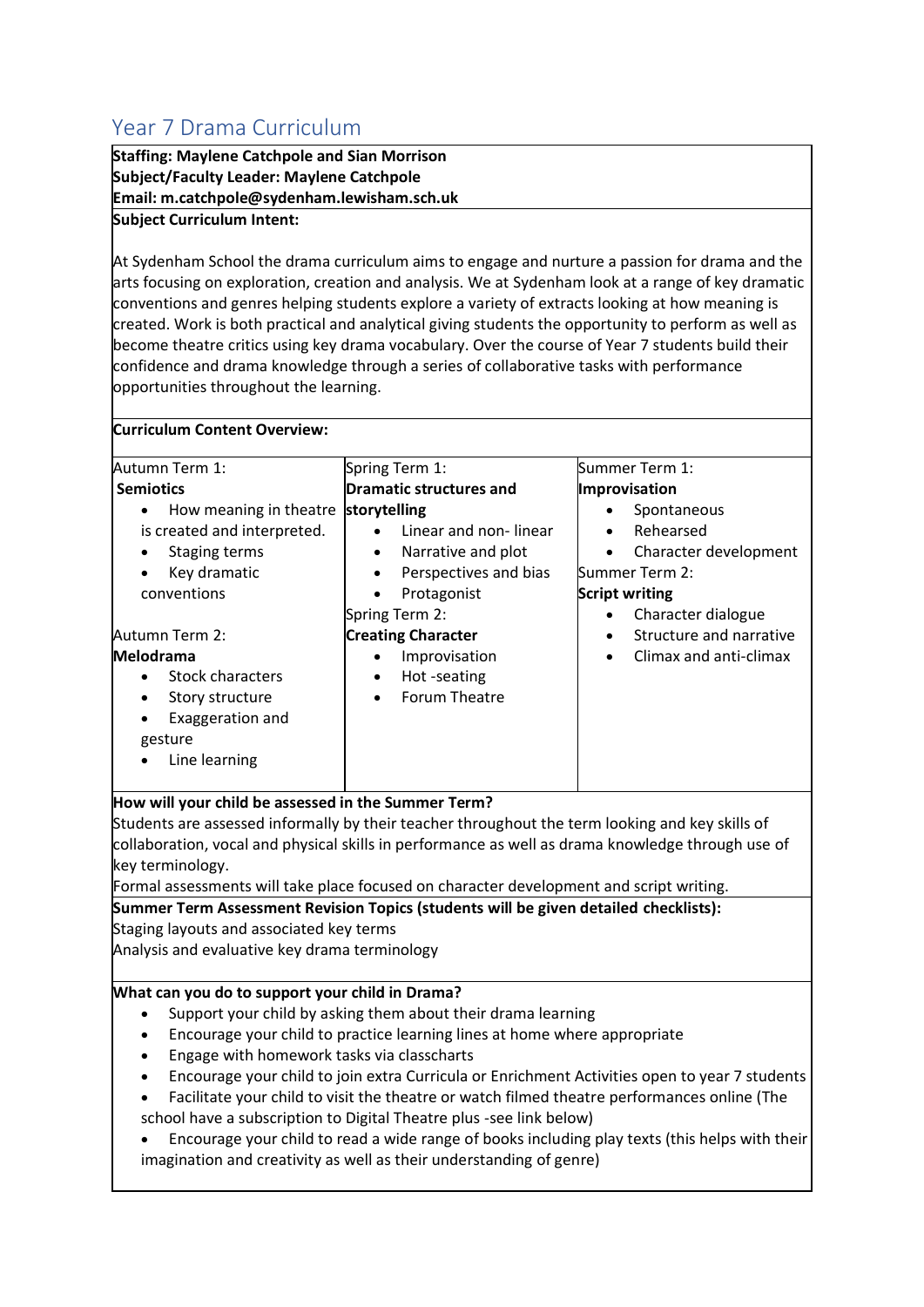## Year 7 Drama Curriculum

**Staffing: Maylene Catchpole and Sian Morrison**
**Subject/Faculty Leader: Maylene Catchpole**
**Email: m.catchpole@sydenham.lewisham.sch.uk**

**Subject Curriculum Intent:**

At Sydenham School the drama curriculum aims to engage and nurture a passion for drama and the arts focusing on exploration, creation and analysis. We at Sydenham look at a range of key dramatic conventions and genres helping students explore a variety of extracts looking at how meaning is created. Work is both practical and analytical giving students the opportunity to perform as well as become theatre critics using key drama vocabulary. Over the course of Year 7 students build their confidence and drama knowledge through a series of collaborative tasks with performance opportunities throughout the learning.

**Curriculum Content Overview:**

| | | |
|---|---|---|
| Autumn Term 1:<br>**Semiotics**<br>• How meaning in theatre is created and interpreted.<br>• Staging terms<br>• Key dramatic conventions<br><br>Autumn Term 2:<br>**Melodrama**<br>• Stock characters<br>• Story structure<br>• Exaggeration and gesture<br>• Line learning | Spring Term 1:<br>**Dramatic structures and storytelling**<br>• Linear and non- linear<br>• Narrative and plot<br>• Perspectives and bias<br>• Protagonist<br>Spring Term 2:<br>**Creating Character**<br>• Improvisation<br>• Hot -seating<br>• Forum Theatre | Summer Term 1:<br>**Improvisation**<br>• Spontaneous<br>• Rehearsed<br>• Character development<br>Summer Term 2:<br>**Script writing**<br>• Character dialogue<br>• Structure and narrative<br>• Climax and anti-climax |

**How will your child be assessed in the Summer Term?**

Students are assessed informally by their teacher throughout the term looking and key skills of collaboration, vocal and physical skills in performance as well as drama knowledge through use of key terminology.

Formal assessments will take place focused on character development and script writing.

**Summer Term Assessment Revision Topics (students will be given detailed checklists):**

Staging layouts and associated key terms

Analysis and evaluative key drama terminology

**What can you do to support your child in Drama?**

- Support your child by asking them about their drama learning
- Encourage your child to practice learning lines at home where appropriate
- Engage with homework tasks via classcharts
- Encourage your child to join extra Curricula or Enrichment Activities open to year 7 students
- Facilitate your child to visit the theatre or watch filmed theatre performances online (The school have a subscription to Digital Theatre plus -see link below)
- Encourage your child to read a wide range of books including play texts (this helps with their imagination and creativity as well as their understanding of genre)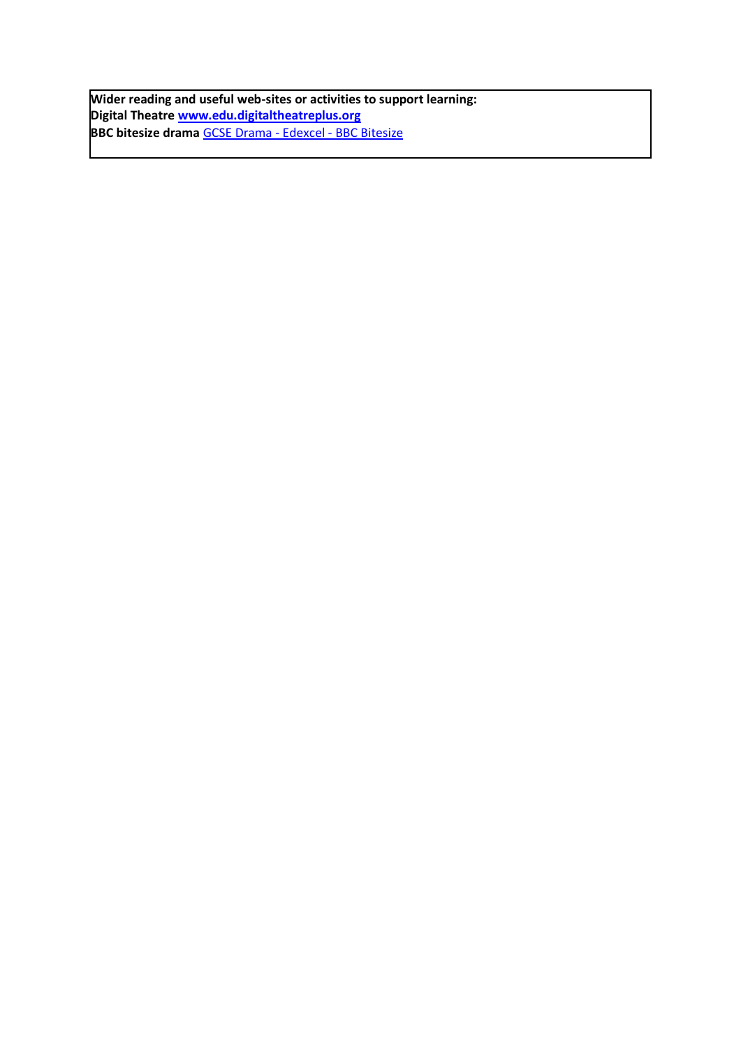**Wider reading and useful web-sites or activities to support learning:**
**Digital Theatre** **www.edu.digitaltheatreplus.org**
**BBC bitesize drama** GCSE Drama - Edexcel - BBC Bitesize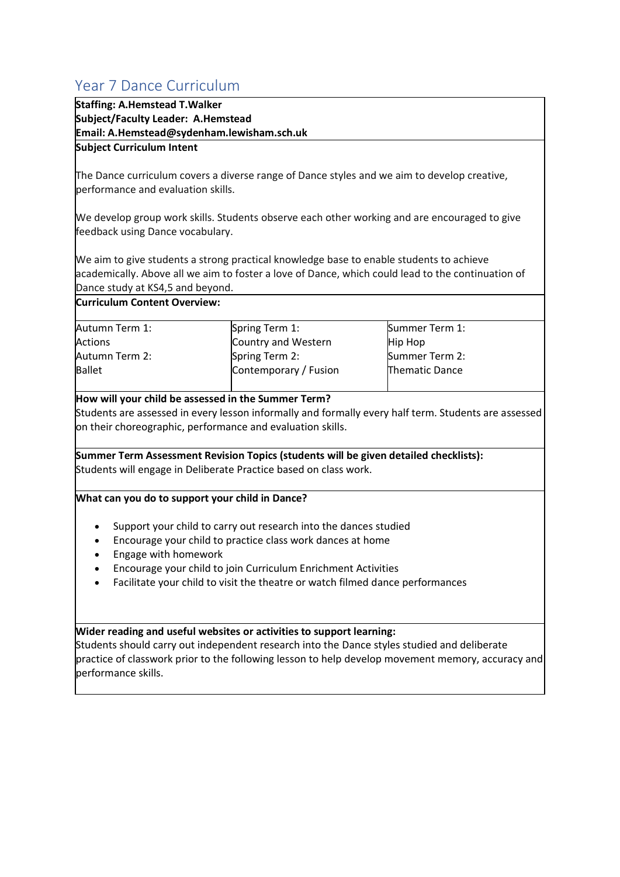# Year 7 Dance Curriculum

**Staffing: A.Hemstead T.Walker**
**Subject/Faculty Leader: A.Hemstead**
**Email: A.Hemstead@sydenham.lewisham.sch.uk**

**Subject Curriculum Intent**

The Dance curriculum covers a diverse range of Dance styles and we aim to develop creative, performance and evaluation skills.

We develop group work skills. Students observe each other working and are encouraged to give feedback using Dance vocabulary.

We aim to give students a strong practical knowledge base to enable students to achieve academically. Above all we aim to foster a love of Dance, which could lead to the continuation of Dance study at KS4,5 and beyond.

**Curriculum Content Overview:**

| Autumn Term 1: Actions | Spring Term 1: Country and Western | Summer Term 1: Hip Hop |
|---|---|---|
| Autumn Term 2: Ballet | Spring Term 2: Contemporary / Fusion | Summer Term 2: Thematic Dance |

**How will your child be assessed in the Summer Term?**
Students are assessed in every lesson informally and formally every half term. Students are assessed on their choreographic, performance and evaluation skills.

**Summer Term Assessment Revision Topics (students will be given detailed checklists):**
Students will engage in Deliberate Practice based on class work.

**What can you do to support your child in Dance?**

- Support your child to carry out research into the dances studied
- Encourage your child to practice class work dances at home
- Engage with homework
- Encourage your child to join Curriculum Enrichment Activities
- Facilitate your child to visit the theatre or watch filmed dance performances

**Wider reading and useful websites or activities to support learning:**
Students should carry out independent research into the Dance styles studied and deliberate practice of classwork prior to the following lesson to help develop movement memory, accuracy and performance skills.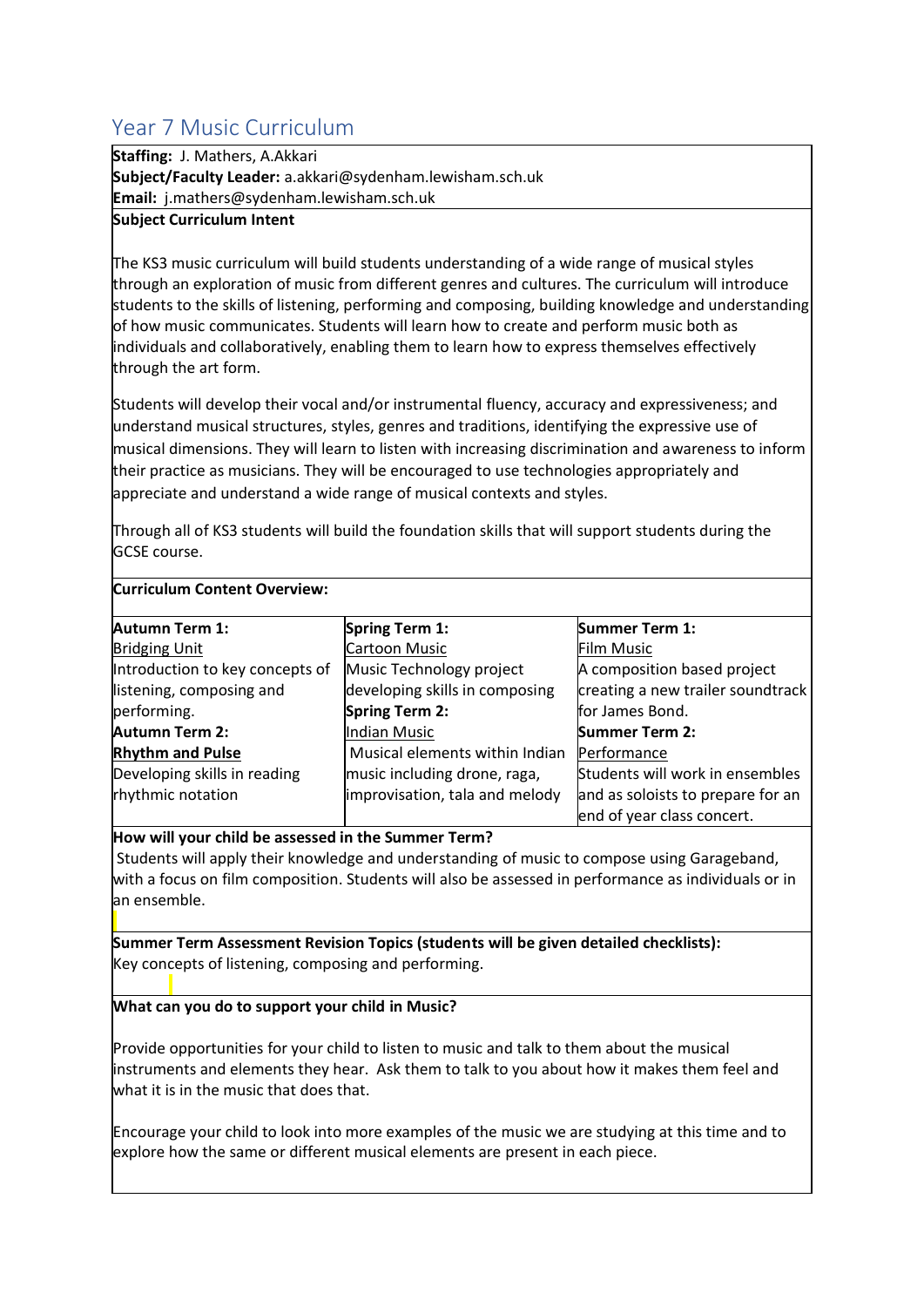## Year 7 Music Curriculum

**Staffing:** J. Mathers, A.Akkari
**Subject/Faculty Leader:** a.akkari@sydenham.lewisham.sch.uk
**Email:** j.mathers@sydenham.lewisham.sch.uk

**Subject Curriculum Intent**

The KS3 music curriculum will build students understanding of a wide range of musical styles through an exploration of music from different genres and cultures. The curriculum will introduce students to the skills of listening, performing and composing, building knowledge and understanding of how music communicates. Students will learn how to create and perform music both as individuals and collaboratively, enabling them to learn how to express themselves effectively through the art form.

Students will develop their vocal and/or instrumental fluency, accuracy and expressiveness; and understand musical structures, styles, genres and traditions, identifying the expressive use of musical dimensions. They will learn to listen with increasing discrimination and awareness to inform their practice as musicians. They will be encouraged to use technologies appropriately and appreciate and understand a wide range of musical contexts and styles.

Through all of KS3 students will build the foundation skills that will support students during the GCSE course.

**Curriculum Content Overview:**

| **Autumn Term 1:** | **Spring Term 1:** | **Summer Term 1:** |
|---|---|---|
| Bridging Unit<br>Introduction to key concepts of listening, composing and performing.<br>**Autumn Term 2:**<br>**Rhythm and Pulse**<br>Developing skills in reading rhythmic notation | Cartoon Music<br>Music Technology project developing skills in composing<br>**Spring Term 2:**<br>Indian Music<br>Musical elements within Indian music including drone, raga, improvisation, tala and melody | Film Music<br>A composition based project creating a new trailer soundtrack for James Bond.<br>**Summer Term 2:**<br>Performance<br>Students will work in ensembles and as soloists to prepare for an end of year class concert. |

**How will your child be assessed in the Summer Term?**

Students will apply their knowledge and understanding of music to compose using Garageband, with a focus on film composition. Students will also be assessed in performance as individuals or in an ensemble.

**Summer Term Assessment Revision Topics (students will be given detailed checklists):**

Key concepts of listening, composing and performing.

**What can you do to support your child in Music?**

Provide opportunities for your child to listen to music and talk to them about the musical instruments and elements they hear. Ask them to talk to you about how it makes them feel and what it is in the music that does that.

Encourage your child to look into more examples of the music we are studying at this time and to explore how the same or different musical elements are present in each piece.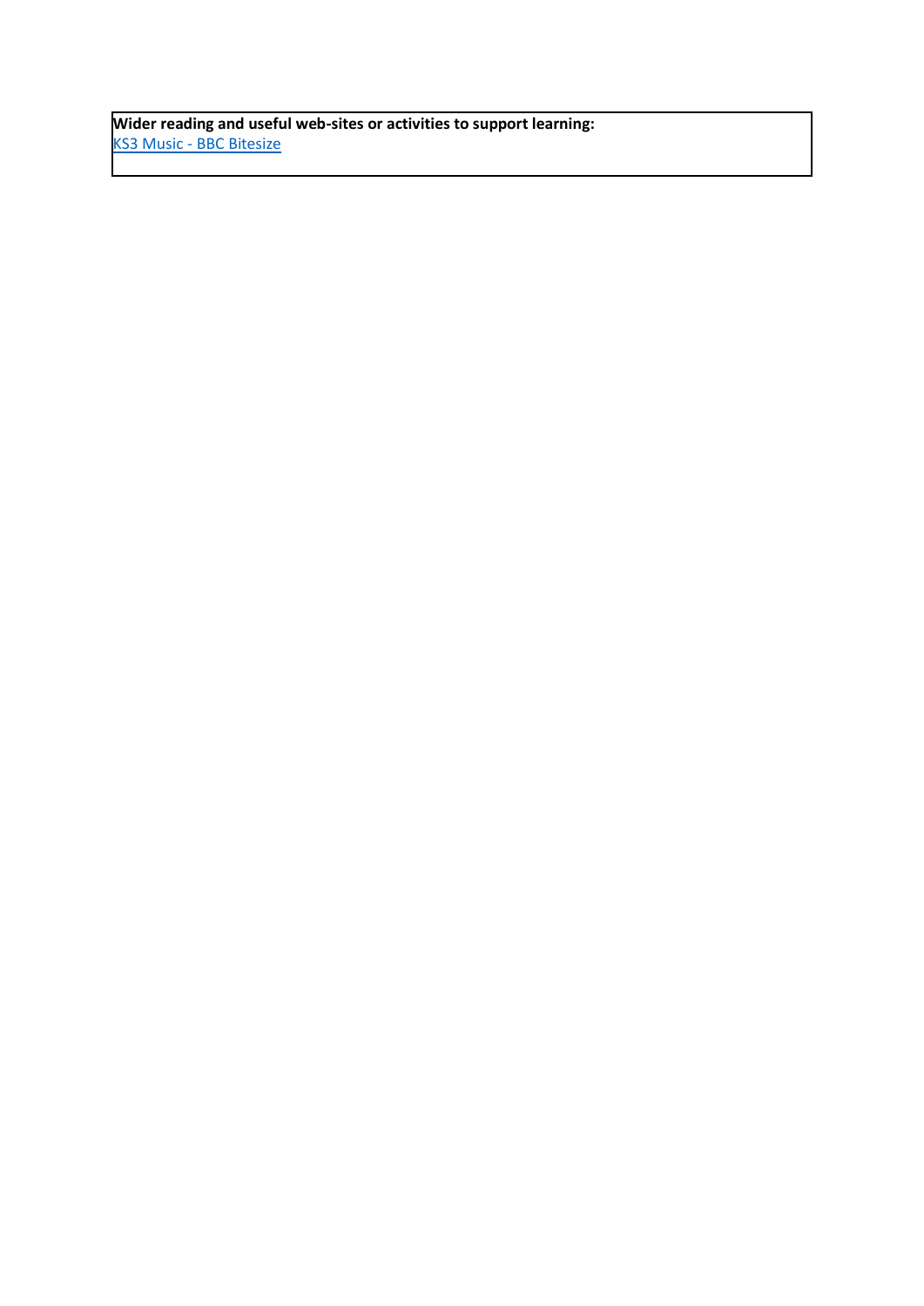**Wider reading and useful web-sites or activities to support learning:**

KS3 Music - BBC Bitesize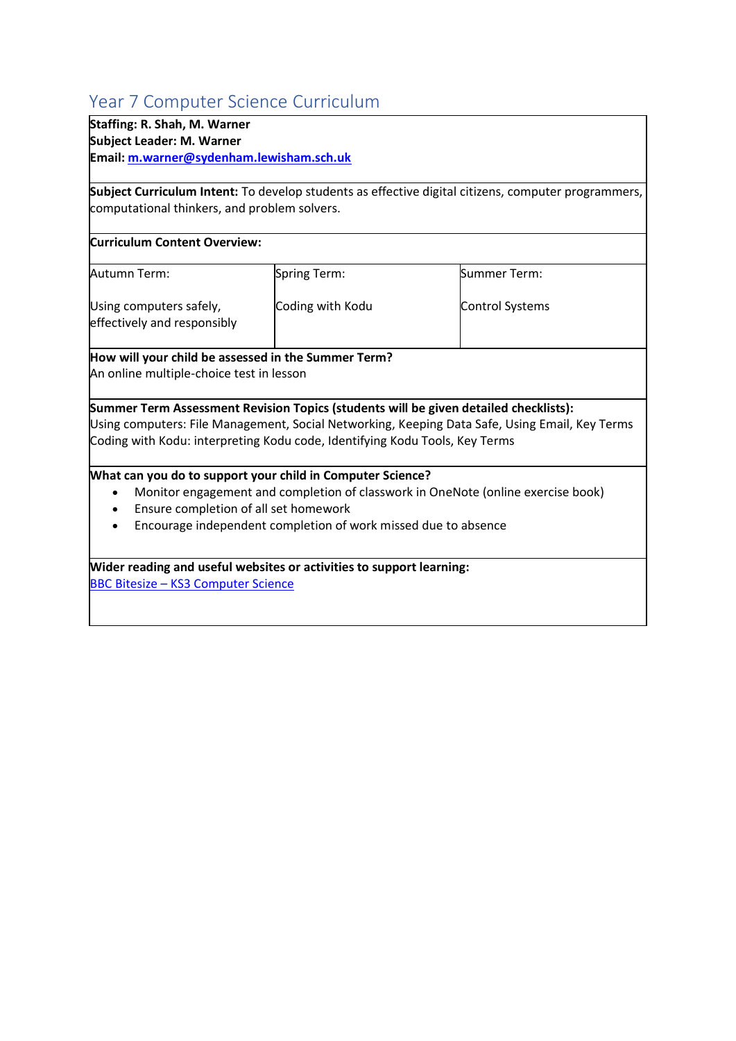## Year 7 Computer Science Curriculum

**Staffing: R. Shah, M. Warner**
**Subject Leader: M. Warner**
**Email: m.warner@sydenham.lewisham.sch.uk**

**Subject Curriculum Intent:** To develop students as effective digital citizens, computer programmers, computational thinkers, and problem solvers.

**Curriculum Content Overview:**

| Autumn Term: | Spring Term: | Summer Term: |
|---|---|---|
| Using computers safely, effectively and responsibly | Coding with Kodu | Control Systems |

**How will your child be assessed in the Summer Term?**
An online multiple-choice test in lesson

**Summer Term Assessment Revision Topics (students will be given detailed checklists):**
Using computers: File Management, Social Networking, Keeping Data Safe, Using Email, Key Terms
Coding with Kodu: interpreting Kodu code, Identifying Kodu Tools, Key Terms

**What can you do to support your child in Computer Science?**

- Monitor engagement and completion of classwork in OneNote (online exercise book)
- Ensure completion of all set homework
- Encourage independent completion of work missed due to absence

**Wider reading and useful websites or activities to support learning:**
BBC Bitesize – KS3 Computer Science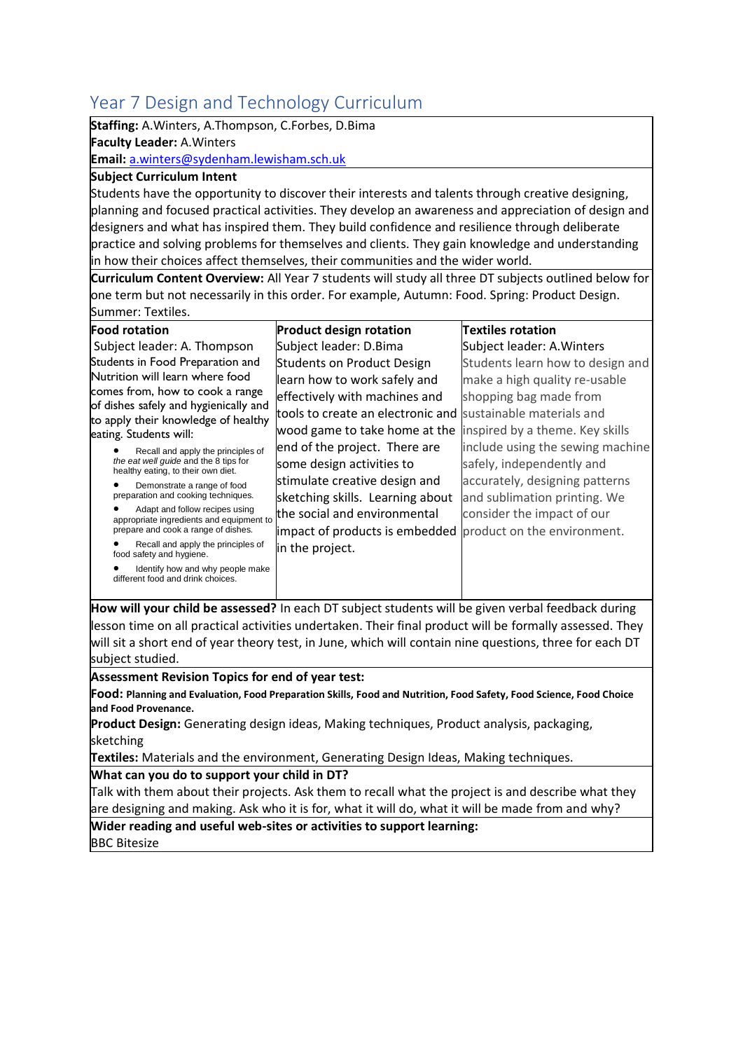# Year 7 Design and Technology Curriculum

**Staffing:** A.Winters, A.Thompson, C.Forbes, D.Bima
**Faculty Leader:** A.Winters
**Email:** a.winters@sydenham.lewisham.sch.uk

**Subject Curriculum Intent**

Students have the opportunity to discover their interests and talents through creative designing, planning and focused practical activities. They develop an awareness and appreciation of design and designers and what has inspired them. They build confidence and resilience through deliberate practice and solving problems for themselves and clients. They gain knowledge and understanding in how their choices affect themselves, their communities and the wider world.

**Curriculum Content Overview:** All Year 7 students will study all three DT subjects outlined below for one term but not necessarily in this order. For example, Autumn: Food. Spring: Product Design. Summer: Textiles.

| **Food rotation** | **Product design rotation** | **Textiles rotation** |
|---|---|---|
| Subject leader: A. Thompson<br>Students in Food Preparation and Nutrition will learn where food comes from, how to cook a range of dishes safely and hygienically and to apply their knowledge of healthy eating. Students will:<br>• Recall and apply the principles of *the eat well guide* and the 8 tips for healthy eating, to their own diet.<br>• Demonstrate a range of food preparation and cooking techniques.<br>• Adapt and follow recipes using appropriate ingredients and equipment to prepare and cook a range of dishes.<br>• Recall and apply the principles of food safety and hygiene.<br>• Identify how and why people make different food and drink choices. | Subject leader: D.Bima<br>Students on Product Design learn how to work safely and effectively with machines and tools to create an electronic and wood game to take home at the end of the project. There are some design activities to stimulate creative design and sketching skills. Learning about the social and environmental impact of products is embedded in the project. | Subject leader: A.Winters<br>Students learn how to design and make a high quality re-usable shopping bag made from sustainable materials and inspired by a theme. Key skills include using the sewing machine safely, independently and accurately, designing patterns and sublimation printing. We consider the impact of our product on the environment. |

**How will your child be assessed?** In each DT subject students will be given verbal feedback during lesson time on all practical activities undertaken. Their final product will be formally assessed. They will sit a short end of year theory test, in June, which will contain nine questions, three for each DT subject studied.

**Assessment Revision Topics for end of year test:**

**Food: Planning and Evaluation, Food Preparation Skills, Food and Nutrition, Food Safety, Food Science, Food Choice and Food Provenance.**

**Product Design:** Generating design ideas, Making techniques, Product analysis, packaging, sketching

**Textiles:** Materials and the environment, Generating Design Ideas, Making techniques.

**What can you do to support your child in DT?**

Talk with them about their projects. Ask them to recall what the project is and describe what they are designing and making. Ask who it is for, what it will do, what it will be made from and why?

**Wider reading and useful web-sites or activities to support learning:**

BBC Bitesize